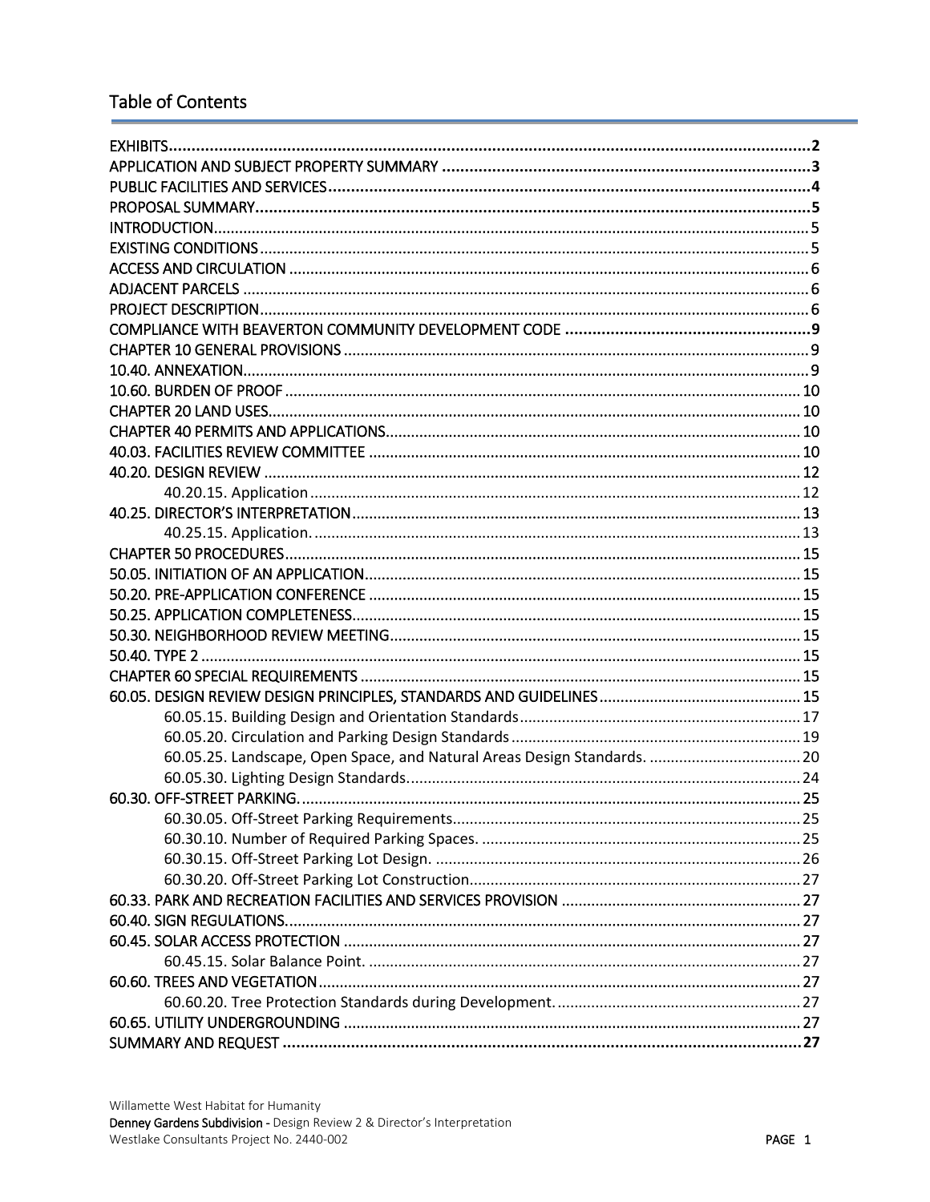## Table of Contents

| | |
|---|---|
| **EXHIBITS** | **2** |
| **APPLICATION AND SUBJECT PROPERTY SUMMARY** | **3** |
| **PUBLIC FACILITIES AND SERVICES** | **4** |
| **PROPOSAL SUMMARY** | **5** |
| INTRODUCTION | 5 |
| EXISTING CONDITIONS | 5 |
| ACCESS AND CIRCULATION | 6 |
| ADJACENT PARCELS | 6 |
| PROJECT DESCRIPTION | 6 |
| **COMPLIANCE WITH BEAVERTON COMMUNITY DEVELOPMENT CODE** | **9** |
| CHAPTER 10 GENERAL PROVISIONS | 9 |
| 10.40. ANNEXATION | 9 |
| 10.60. BURDEN OF PROOF | 10 |
| CHAPTER 20 LAND USES | 10 |
| CHAPTER 40 PERMITS AND APPLICATIONS | 10 |
| 40.03. FACILITIES REVIEW COMMITTEE | 10 |
| 40.20. DESIGN REVIEW | 12 |
| &nbsp;&nbsp;&nbsp;&nbsp;40.20.15. Application | 12 |
| 40.25. DIRECTOR'S INTERPRETATION | 13 |
| &nbsp;&nbsp;&nbsp;&nbsp;40.25.15. Application. | 13 |
| CHAPTER 50 PROCEDURES | 15 |
| 50.05. INITIATION OF AN APPLICATION | 15 |
| 50.20. PRE-APPLICATION CONFERENCE | 15 |
| 50.25. APPLICATION COMPLETENESS | 15 |
| 50.30. NEIGHBORHOOD REVIEW MEETING | 15 |
| 50.40. TYPE 2 | 15 |
| CHAPTER 60 SPECIAL REQUIREMENTS | 15 |
| 60.05. DESIGN REVIEW DESIGN PRINCIPLES, STANDARDS AND GUIDELINES | 15 |
| &nbsp;&nbsp;&nbsp;&nbsp;60.05.15. Building Design and Orientation Standards | 17 |
| &nbsp;&nbsp;&nbsp;&nbsp;60.05.20. Circulation and Parking Design Standards | 19 |
| &nbsp;&nbsp;&nbsp;&nbsp;60.05.25. Landscape, Open Space, and Natural Areas Design Standards. | 20 |
| &nbsp;&nbsp;&nbsp;&nbsp;60.05.30. Lighting Design Standards. | 24 |
| 60.30. OFF-STREET PARKING. | 25 |
| &nbsp;&nbsp;&nbsp;&nbsp;60.30.05. Off-Street Parking Requirements | 25 |
| &nbsp;&nbsp;&nbsp;&nbsp;60.30.10. Number of Required Parking Spaces. | 25 |
| &nbsp;&nbsp;&nbsp;&nbsp;60.30.15. Off-Street Parking Lot Design. | 26 |
| &nbsp;&nbsp;&nbsp;&nbsp;60.30.20. Off-Street Parking Lot Construction | 27 |
| 60.33. PARK AND RECREATION FACILITIES AND SERVICES PROVISION | 27 |
| 60.40. SIGN REGULATIONS. | 27 |
| 60.45. SOLAR ACCESS PROTECTION | 27 |
| &nbsp;&nbsp;&nbsp;&nbsp;60.45.15. Solar Balance Point. | 27 |
| 60.60. TREES AND VEGETATION | 27 |
| &nbsp;&nbsp;&nbsp;&nbsp;60.60.20. Tree Protection Standards during Development. | 27 |
| 60.65. UTILITY UNDERGROUNDING | 27 |
| **SUMMARY AND REQUEST** | **27** |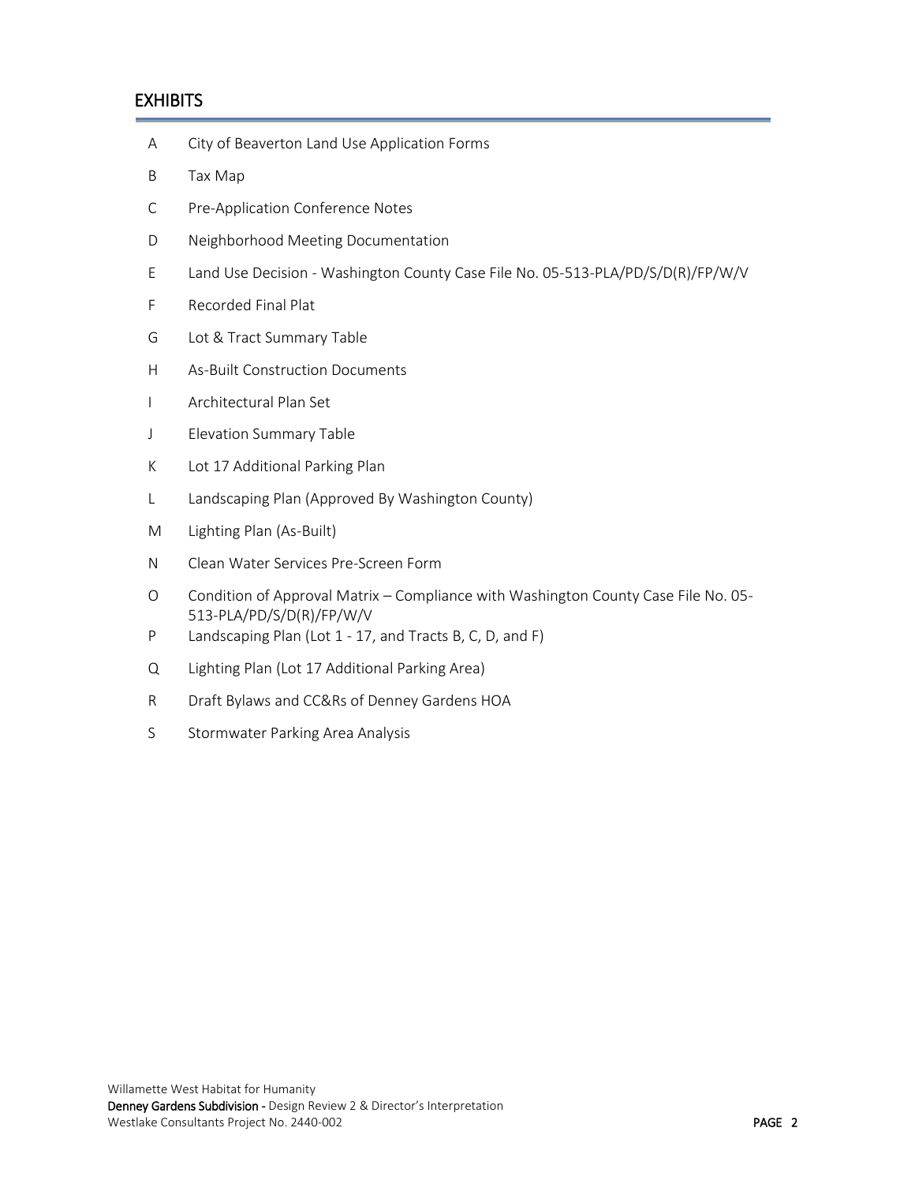## EXHIBITS

| | |
|---|---|
| A | City of Beaverton Land Use Application Forms |
| B | Tax Map |
| C | Pre-Application Conference Notes |
| D | Neighborhood Meeting Documentation |
| E | Land Use Decision - Washington County Case File No. 05-513-PLA/PD/S/D(R)/FP/W/V |
| F | Recorded Final Plat |
| G | Lot & Tract Summary Table |
| H | As-Built Construction Documents |
| I | Architectural Plan Set |
| J | Elevation Summary Table |
| K | Lot 17 Additional Parking Plan |
| L | Landscaping Plan (Approved By Washington County) |
| M | Lighting Plan (As-Built) |
| N | Clean Water Services Pre-Screen Form |
| O | Condition of Approval Matrix – Compliance with Washington County Case File No. 05-513-PLA/PD/S/D(R)/FP/W/V |
| P | Landscaping Plan (Lot 1 - 17, and Tracts B, C, D, and F) |
| Q | Lighting Plan (Lot 17 Additional Parking Area) |
| R | Draft Bylaws and CC&Rs of Denney Gardens HOA |
| S | Stormwater Parking Area Analysis |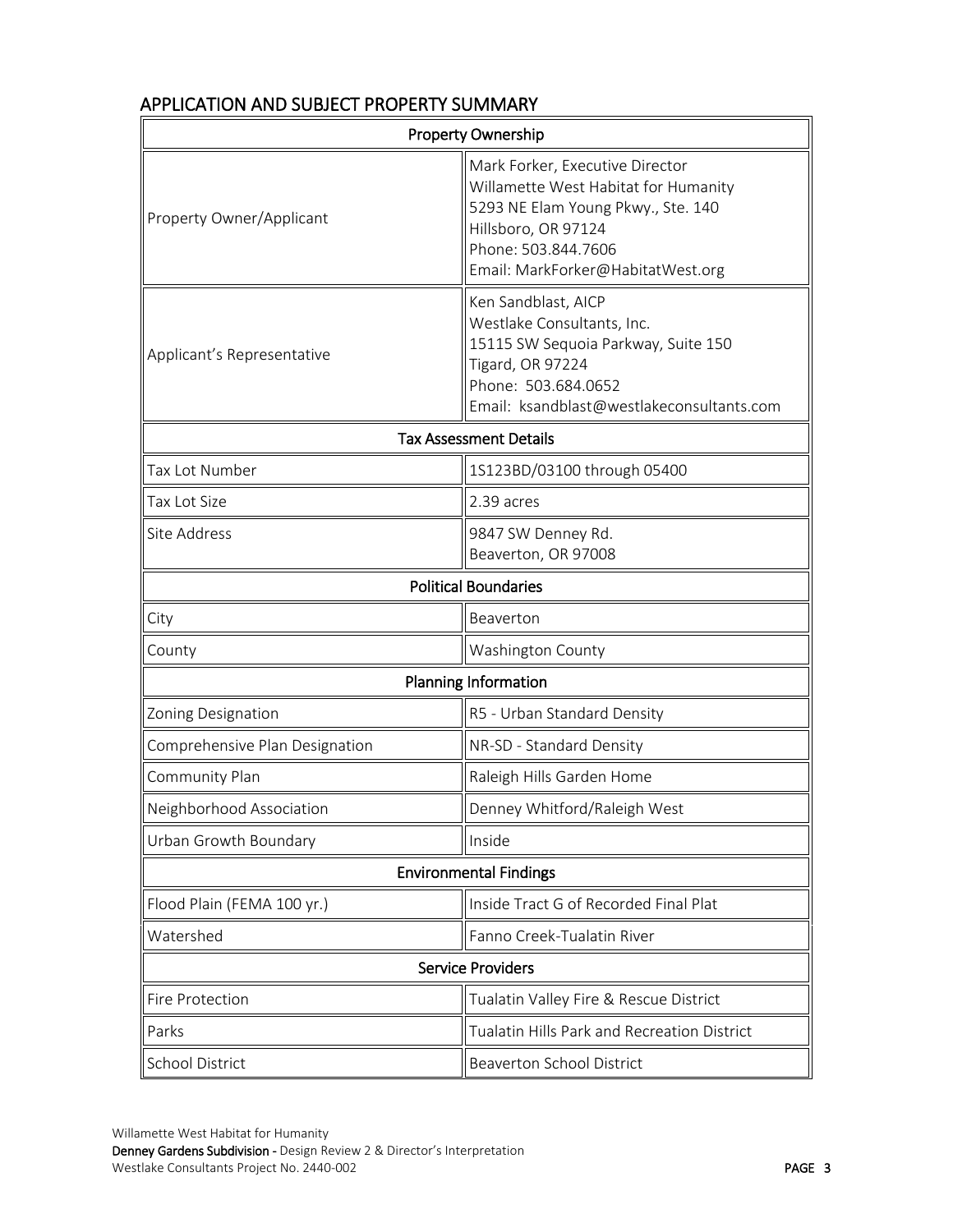## APPLICATION AND SUBJECT PROPERTY SUMMARY

| Property Ownership | |
|---|---|
| Property Owner/Applicant | Mark Forker, Executive Director<br>Willamette West Habitat for Humanity<br>5293 NE Elam Young Pkwy., Ste. 140<br>Hillsboro, OR 97124<br>Phone: 503.844.7606<br>Email: MarkForker@HabitatWest.org |
| Applicant's Representative | Ken Sandblast, AICP<br>Westlake Consultants, Inc.<br>15115 SW Sequoia Parkway, Suite 150<br>Tigard, OR 97224<br>Phone: 503.684.0652<br>Email: ksandblast@westlakeconsultants.com |
| **Tax Assessment Details** | |
| Tax Lot Number | 1S123BD/03100 through 05400 |
| Tax Lot Size | 2.39 acres |
| Site Address | 9847 SW Denney Rd.<br>Beaverton, OR 97008 |
| **Political Boundaries** | |
| City | Beaverton |
| County | Washington County |
| **Planning Information** | |
| Zoning Designation | R5 - Urban Standard Density |
| Comprehensive Plan Designation | NR-SD - Standard Density |
| Community Plan | Raleigh Hills Garden Home |
| Neighborhood Association | Denney Whitford/Raleigh West |
| Urban Growth Boundary | Inside |
| **Environmental Findings** | |
| Flood Plain (FEMA 100 yr.) | Inside Tract G of Recorded Final Plat |
| Watershed | Fanno Creek-Tualatin River |
| **Service Providers** | |
| Fire Protection | Tualatin Valley Fire & Rescue District |
| Parks | Tualatin Hills Park and Recreation District |
| School District | Beaverton School District |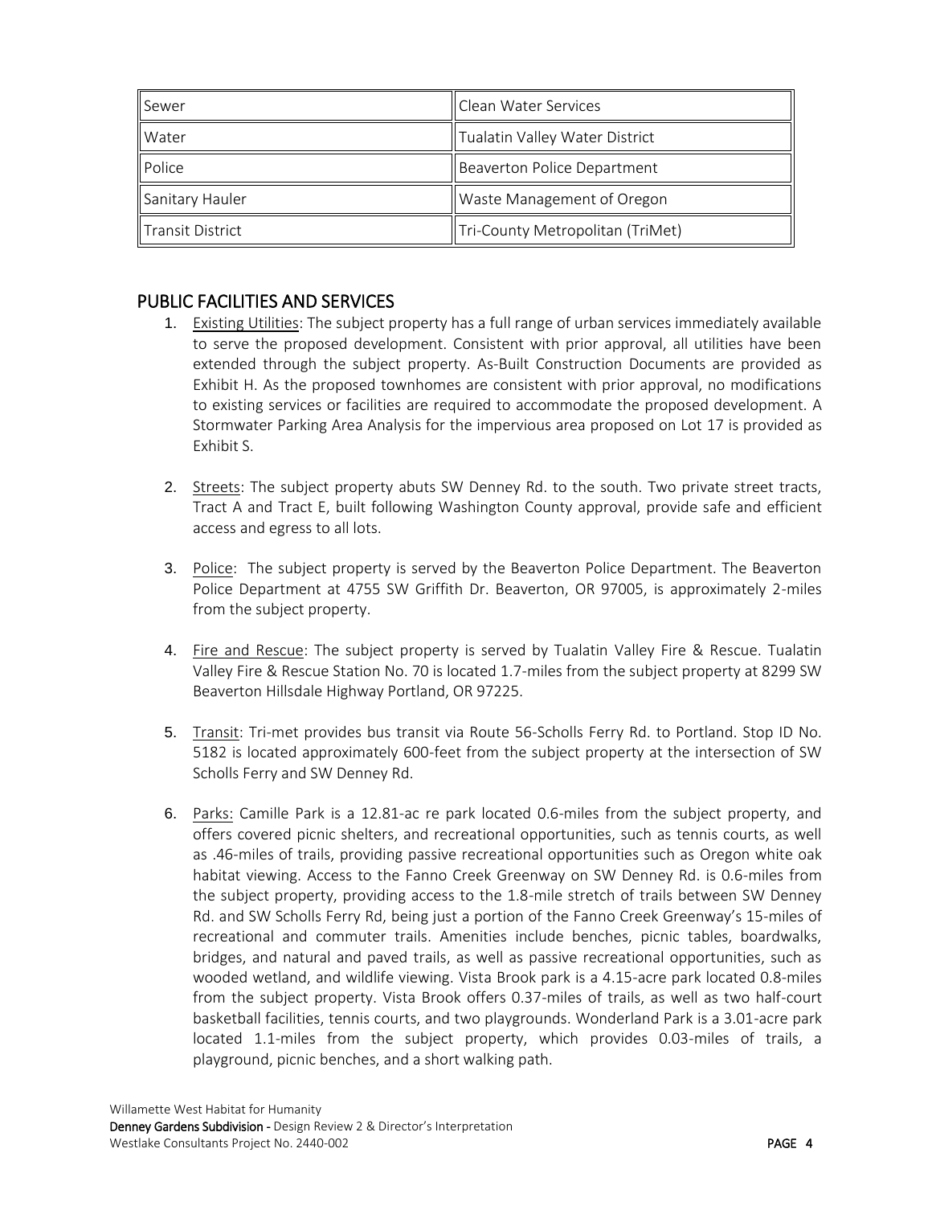| Sewer | Clean Water Services |
|---|---|
| Water | Tualatin Valley Water District |
| Police | Beaverton Police Department |
| Sanitary Hauler | Waste Management of Oregon |
| Transit District | Tri-County Metropolitan (TriMet) |

## PUBLIC FACILITIES AND SERVICES

1. Existing Utilities: The subject property has a full range of urban services immediately available to serve the proposed development. Consistent with prior approval, all utilities have been extended through the subject property. As-Built Construction Documents are provided as Exhibit H. As the proposed townhomes are consistent with prior approval, no modifications to existing services or facilities are required to accommodate the proposed development. A Stormwater Parking Area Analysis for the impervious area proposed on Lot 17 is provided as Exhibit S.

2. Streets: The subject property abuts SW Denney Rd. to the south. Two private street tracts, Tract A and Tract E, built following Washington County approval, provide safe and efficient access and egress to all lots.

3. Police: The subject property is served by the Beaverton Police Department. The Beaverton Police Department at 4755 SW Griffith Dr. Beaverton, OR 97005, is approximately 2-miles from the subject property.

4. Fire and Rescue: The subject property is served by Tualatin Valley Fire & Rescue. Tualatin Valley Fire & Rescue Station No. 70 is located 1.7-miles from the subject property at 8299 SW Beaverton Hillsdale Highway Portland, OR 97225.

5. Transit: Tri-met provides bus transit via Route 56-Scholls Ferry Rd. to Portland. Stop ID No. 5182 is located approximately 600-feet from the subject property at the intersection of SW Scholls Ferry and SW Denney Rd.

6. Parks: Camille Park is a 12.81-ac re park located 0.6-miles from the subject property, and offers covered picnic shelters, and recreational opportunities, such as tennis courts, as well as .46-miles of trails, providing passive recreational opportunities such as Oregon white oak habitat viewing. Access to the Fanno Creek Greenway on SW Denney Rd. is 0.6-miles from the subject property, providing access to the 1.8-mile stretch of trails between SW Denney Rd. and SW Scholls Ferry Rd, being just a portion of the Fanno Creek Greenway's 15-miles of recreational and commuter trails. Amenities include benches, picnic tables, boardwalks, bridges, and natural and paved trails, as well as passive recreational opportunities, such as wooded wetland, and wildlife viewing. Vista Brook park is a 4.15-acre park located 0.8-miles from the subject property. Vista Brook offers 0.37-miles of trails, as well as two half-court basketball facilities, tennis courts, and two playgrounds. Wonderland Park is a 3.01-acre park located 1.1-miles from the subject property, which provides 0.03-miles of trails, a playground, picnic benches, and a short walking path.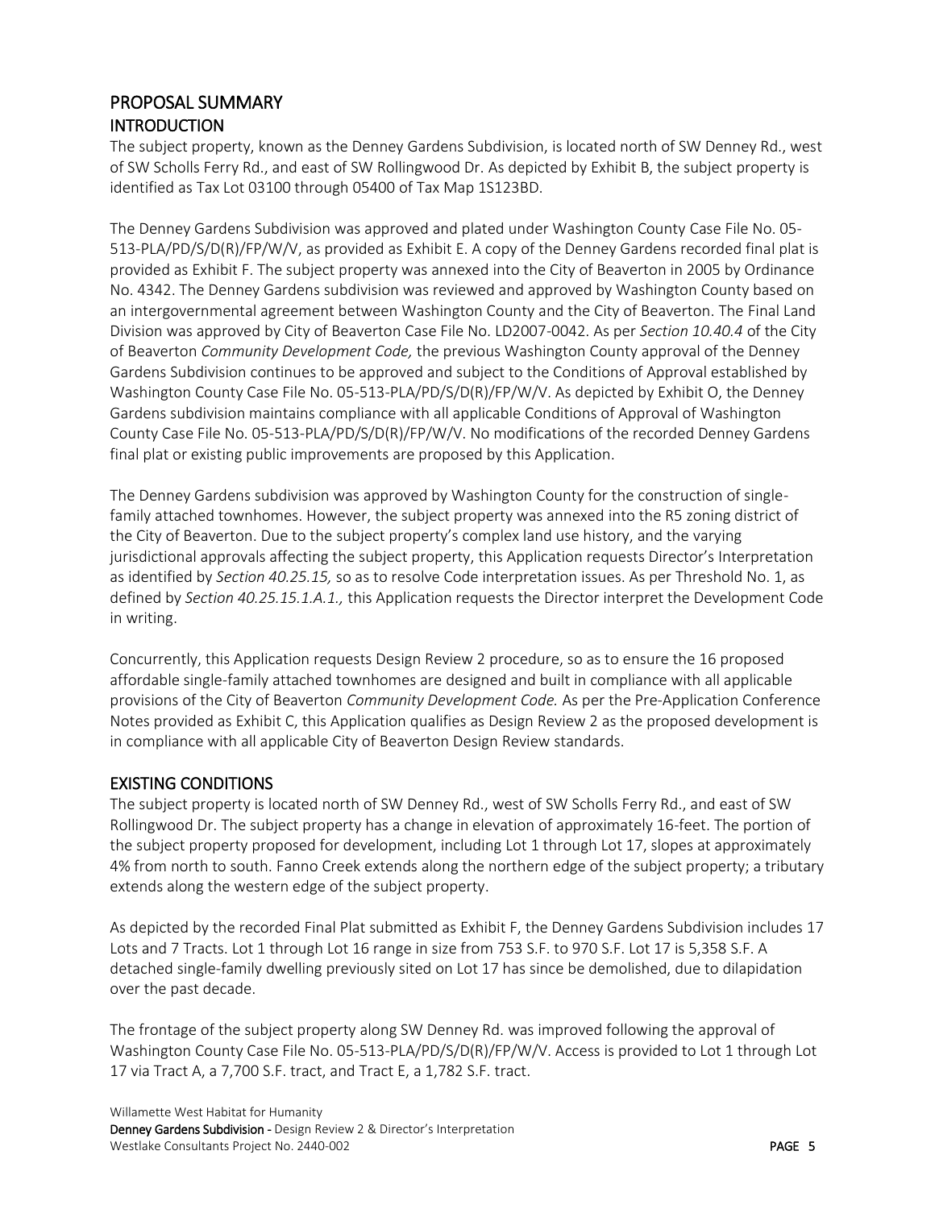# PROPOSAL SUMMARY

## INTRODUCTION

The subject property, known as the Denney Gardens Subdivision, is located north of SW Denney Rd., west of SW Scholls Ferry Rd., and east of SW Rollingwood Dr. As depicted by Exhibit B, the subject property is identified as Tax Lot 03100 through 05400 of Tax Map 1S123BD.

The Denney Gardens Subdivision was approved and plated under Washington County Case File No. 05-513-PLA/PD/S/D(R)/FP/W/V, as provided as Exhibit E. A copy of the Denney Gardens recorded final plat is provided as Exhibit F. The subject property was annexed into the City of Beaverton in 2005 by Ordinance No. 4342. The Denney Gardens subdivision was reviewed and approved by Washington County based on an intergovernmental agreement between Washington County and the City of Beaverton. The Final Land Division was approved by City of Beaverton Case File No. LD2007-0042. As per *Section 10.40.4* of the City of Beaverton *Community Development Code,* the previous Washington County approval of the Denney Gardens Subdivision continues to be approved and subject to the Conditions of Approval established by Washington County Case File No. 05-513-PLA/PD/S/D(R)/FP/W/V. As depicted by Exhibit O, the Denney Gardens subdivision maintains compliance with all applicable Conditions of Approval of Washington County Case File No. 05-513-PLA/PD/S/D(R)/FP/W/V. No modifications of the recorded Denney Gardens final plat or existing public improvements are proposed by this Application.

The Denney Gardens subdivision was approved by Washington County for the construction of single-family attached townhomes. However, the subject property was annexed into the R5 zoning district of the City of Beaverton. Due to the subject property's complex land use history, and the varying jurisdictional approvals affecting the subject property, this Application requests Director's Interpretation as identified by *Section 40.25.15,* so as to resolve Code interpretation issues. As per Threshold No. 1, as defined by *Section 40.25.15.1.A.1.,* this Application requests the Director interpret the Development Code in writing.

Concurrently, this Application requests Design Review 2 procedure, so as to ensure the 16 proposed affordable single-family attached townhomes are designed and built in compliance with all applicable provisions of the City of Beaverton *Community Development Code.* As per the Pre-Application Conference Notes provided as Exhibit C, this Application qualifies as Design Review 2 as the proposed development is in compliance with all applicable City of Beaverton Design Review standards.

## EXISTING CONDITIONS

The subject property is located north of SW Denney Rd., west of SW Scholls Ferry Rd., and east of SW Rollingwood Dr. The subject property has a change in elevation of approximately 16-feet. The portion of the subject property proposed for development, including Lot 1 through Lot 17, slopes at approximately 4% from north to south. Fanno Creek extends along the northern edge of the subject property; a tributary extends along the western edge of the subject property.

As depicted by the recorded Final Plat submitted as Exhibit F, the Denney Gardens Subdivision includes 17 Lots and 7 Tracts. Lot 1 through Lot 16 range in size from 753 S.F. to 970 S.F. Lot 17 is 5,358 S.F. A detached single-family dwelling previously sited on Lot 17 has since be demolished, due to dilapidation over the past decade.

The frontage of the subject property along SW Denney Rd. was improved following the approval of Washington County Case File No. 05-513-PLA/PD/S/D(R)/FP/W/V. Access is provided to Lot 1 through Lot 17 via Tract A, a 7,700 S.F. tract, and Tract E, a 1,782 S.F. tract.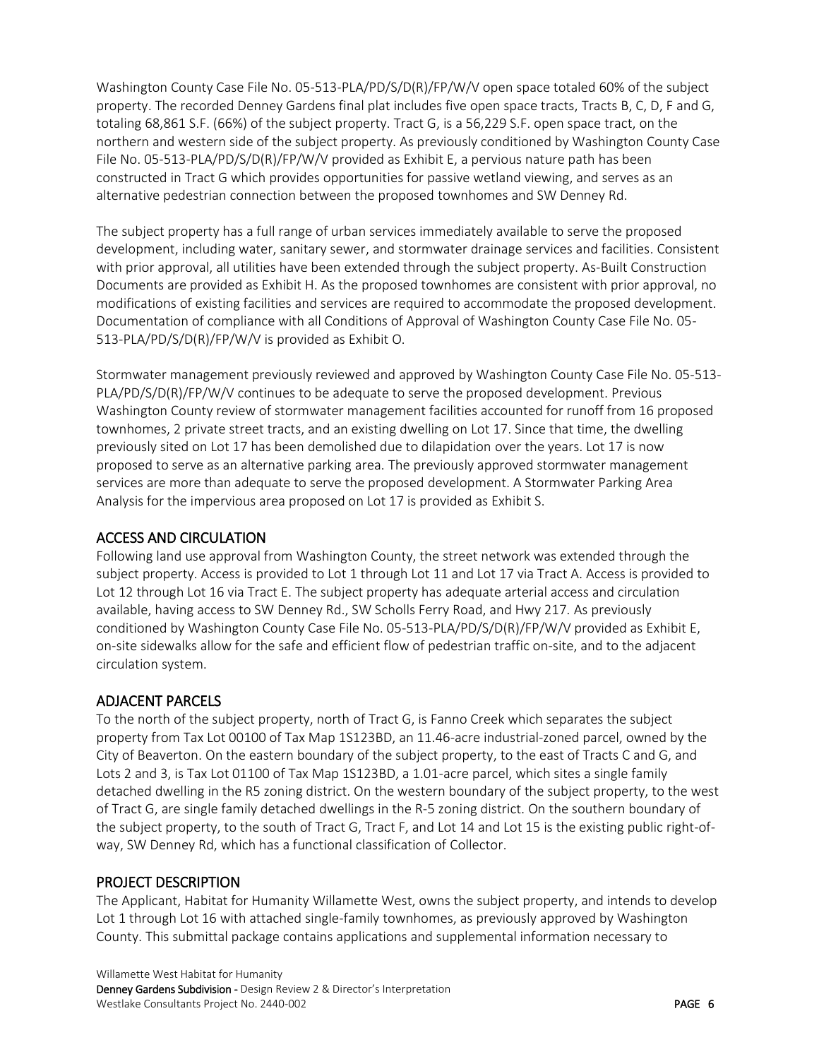Washington County Case File No. 05-513-PLA/PD/S/D(R)/FP/W/V open space totaled 60% of the subject property. The recorded Denney Gardens final plat includes five open space tracts, Tracts B, C, D, F and G, totaling 68,861 S.F. (66%) of the subject property. Tract G, is a 56,229 S.F. open space tract, on the northern and western side of the subject property. As previously conditioned by Washington County Case File No. 05-513-PLA/PD/S/D(R)/FP/W/V provided as Exhibit E, a pervious nature path has been constructed in Tract G which provides opportunities for passive wetland viewing, and serves as an alternative pedestrian connection between the proposed townhomes and SW Denney Rd.

The subject property has a full range of urban services immediately available to serve the proposed development, including water, sanitary sewer, and stormwater drainage services and facilities. Consistent with prior approval, all utilities have been extended through the subject property. As-Built Construction Documents are provided as Exhibit H. As the proposed townhomes are consistent with prior approval, no modifications of existing facilities and services are required to accommodate the proposed development. Documentation of compliance with all Conditions of Approval of Washington County Case File No. 05-513-PLA/PD/S/D(R)/FP/W/V is provided as Exhibit O.

Stormwater management previously reviewed and approved by Washington County Case File No. 05-513-PLA/PD/S/D(R)/FP/W/V continues to be adequate to serve the proposed development. Previous Washington County review of stormwater management facilities accounted for runoff from 16 proposed townhomes, 2 private street tracts, and an existing dwelling on Lot 17. Since that time, the dwelling previously sited on Lot 17 has been demolished due to dilapidation over the years. Lot 17 is now proposed to serve as an alternative parking area. The previously approved stormwater management services are more than adequate to serve the proposed development. A Stormwater Parking Area Analysis for the impervious area proposed on Lot 17 is provided as Exhibit S.

## ACCESS AND CIRCULATION

Following land use approval from Washington County, the street network was extended through the subject property. Access is provided to Lot 1 through Lot 11 and Lot 17 via Tract A. Access is provided to Lot 12 through Lot 16 via Tract E. The subject property has adequate arterial access and circulation available, having access to SW Denney Rd., SW Scholls Ferry Road, and Hwy 217. As previously conditioned by Washington County Case File No. 05-513-PLA/PD/S/D(R)/FP/W/V provided as Exhibit E, on-site sidewalks allow for the safe and efficient flow of pedestrian traffic on-site, and to the adjacent circulation system.

## ADJACENT PARCELS

To the north of the subject property, north of Tract G, is Fanno Creek which separates the subject property from Tax Lot 00100 of Tax Map 1S123BD, an 11.46-acre industrial-zoned parcel, owned by the City of Beaverton. On the eastern boundary of the subject property, to the east of Tracts C and G, and Lots 2 and 3, is Tax Lot 01100 of Tax Map 1S123BD, a 1.01-acre parcel, which sites a single family detached dwelling in the R5 zoning district. On the western boundary of the subject property, to the west of Tract G, are single family detached dwellings in the R-5 zoning district. On the southern boundary of the subject property, to the south of Tract G, Tract F, and Lot 14 and Lot 15 is the existing public right-of-way, SW Denney Rd, which has a functional classification of Collector.

## PROJECT DESCRIPTION

The Applicant, Habitat for Humanity Willamette West, owns the subject property, and intends to develop Lot 1 through Lot 16 with attached single-family townhomes, as previously approved by Washington County. This submittal package contains applications and supplemental information necessary to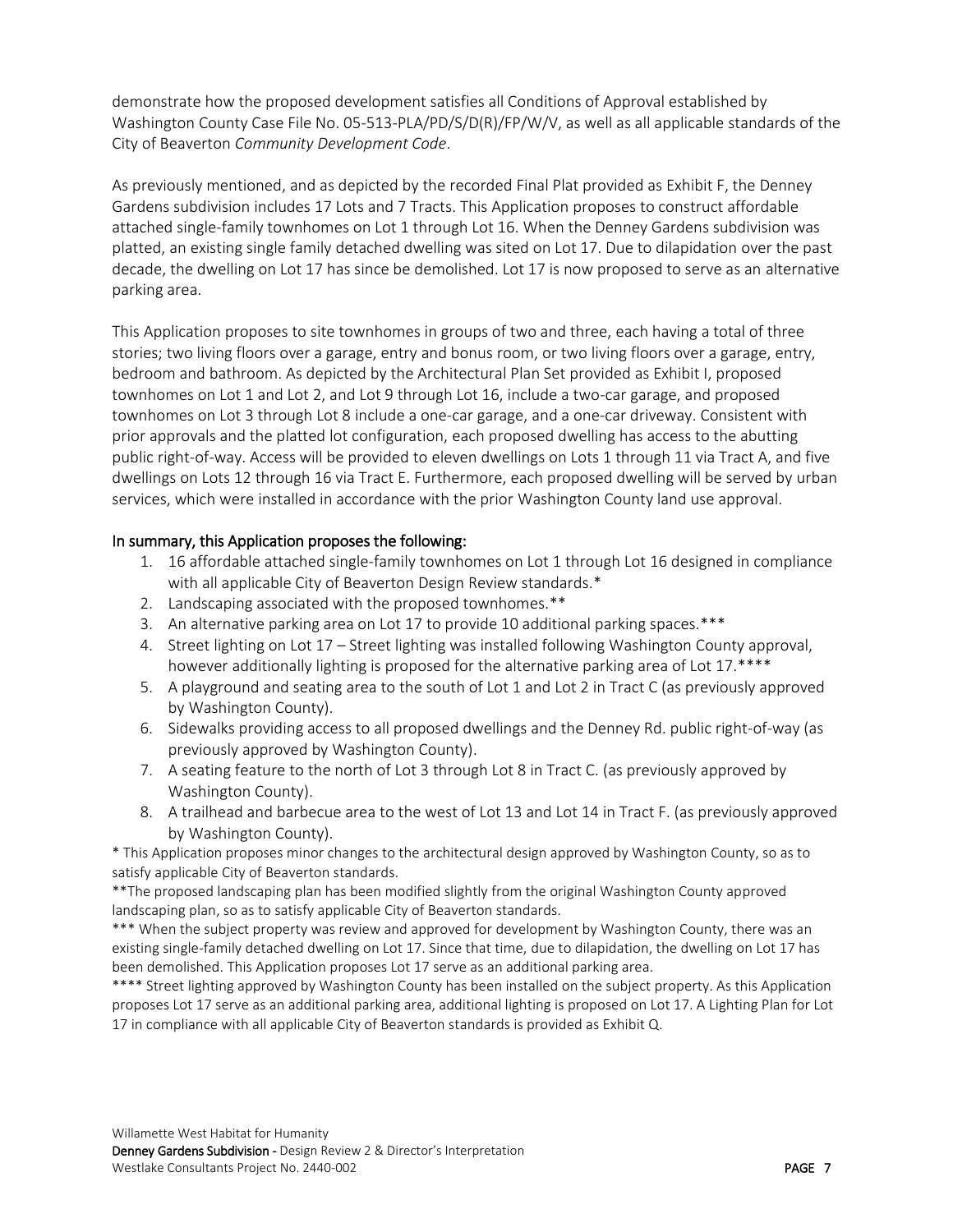demonstrate how the proposed development satisfies all Conditions of Approval established by Washington County Case File No. 05-513-PLA/PD/S/D(R)/FP/W/V, as well as all applicable standards of the City of Beaverton *Community Development Code*.

As previously mentioned, and as depicted by the recorded Final Plat provided as Exhibit F, the Denney Gardens subdivision includes 17 Lots and 7 Tracts. This Application proposes to construct affordable attached single-family townhomes on Lot 1 through Lot 16. When the Denney Gardens subdivision was platted, an existing single family detached dwelling was sited on Lot 17. Due to dilapidation over the past decade, the dwelling on Lot 17 has since be demolished. Lot 17 is now proposed to serve as an alternative parking area.

This Application proposes to site townhomes in groups of two and three, each having a total of three stories; two living floors over a garage, entry and bonus room, or two living floors over a garage, entry, bedroom and bathroom. As depicted by the Architectural Plan Set provided as Exhibit I, proposed townhomes on Lot 1 and Lot 2, and Lot 9 through Lot 16, include a two-car garage, and proposed townhomes on Lot 3 through Lot 8 include a one-car garage, and a one-car driveway. Consistent with prior approvals and the platted lot configuration, each proposed dwelling has access to the abutting public right-of-way. Access will be provided to eleven dwellings on Lots 1 through 11 via Tract A, and five dwellings on Lots 12 through 16 via Tract E. Furthermore, each proposed dwelling will be served by urban services, which were installed in accordance with the prior Washington County land use approval.

**In summary, this Application proposes the following:**

1. 16 affordable attached single-family townhomes on Lot 1 through Lot 16 designed in compliance with all applicable City of Beaverton Design Review standards.*
2. Landscaping associated with the proposed townhomes.**
3. An alternative parking area on Lot 17 to provide 10 additional parking spaces.***
4. Street lighting on Lot 17 – Street lighting was installed following Washington County approval, however additionally lighting is proposed for the alternative parking area of Lot 17.****
5. A playground and seating area to the south of Lot 1 and Lot 2 in Tract C (as previously approved by Washington County).
6. Sidewalks providing access to all proposed dwellings and the Denney Rd. public right-of-way (as previously approved by Washington County).
7. A seating feature to the north of Lot 3 through Lot 8 in Tract C. (as previously approved by Washington County).
8. A trailhead and barbecue area to the west of Lot 13 and Lot 14 in Tract F. (as previously approved by Washington County).

\* This Application proposes minor changes to the architectural design approved by Washington County, so as to satisfy applicable City of Beaverton standards.

\**The proposed landscaping plan has been modified slightly from the original Washington County approved landscaping plan, so as to satisfy applicable City of Beaverton standards.

\*** When the subject property was review and approved for development by Washington County, there was an existing single-family detached dwelling on Lot 17. Since that time, due to dilapidation, the dwelling on Lot 17 has been demolished. This Application proposes Lot 17 serve as an additional parking area.

\**** Street lighting approved by Washington County has been installed on the subject property. As this Application proposes Lot 17 serve as an additional parking area, additional lighting is proposed on Lot 17. A Lighting Plan for Lot 17 in compliance with all applicable City of Beaverton standards is provided as Exhibit Q.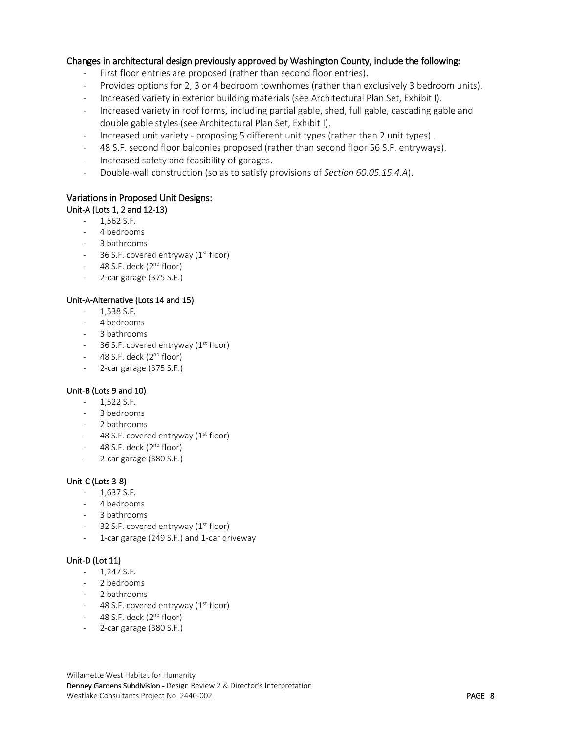### Changes in architectural design previously approved by Washington County, include the following:

- First floor entries are proposed (rather than second floor entries).
- Provides options for 2, 3 or 4 bedroom townhomes (rather than exclusively 3 bedroom units).
- Increased variety in exterior building materials (see Architectural Plan Set, Exhibit I).
- Increased variety in roof forms, including partial gable, shed, full gable, cascading gable and double gable styles (see Architectural Plan Set, Exhibit I).
- Increased unit variety - proposing 5 different unit types (rather than 2 unit types) .
- 48 S.F. second floor balconies proposed (rather than second floor 56 S.F. entryways).
- Increased safety and feasibility of garages.
- Double-wall construction (so as to satisfy provisions of *Section 60.05.15.4.A*).

### Variations in Proposed Unit Designs:

#### Unit-A (Lots 1, 2 and 12-13)

- 1,562 S.F.
- 4 bedrooms
- 3 bathrooms
- 36 S.F. covered entryway (1st floor)
- 48 S.F. deck (2nd floor)
- 2-car garage (375 S.F.)

#### Unit-A-Alternative (Lots 14 and 15)

- 1,538 S.F.
- 4 bedrooms
- 3 bathrooms
- 36 S.F. covered entryway (1st floor)
- 48 S.F. deck (2nd floor)
- 2-car garage (375 S.F.)

#### Unit-B (Lots 9 and 10)

- 1,522 S.F.
- 3 bedrooms
- 2 bathrooms
- 48 S.F. covered entryway (1st floor)
- 48 S.F. deck (2nd floor)
- 2-car garage (380 S.F.)

#### Unit-C (Lots 3-8)

- 1,637 S.F.
- 4 bedrooms
- 3 bathrooms
- 32 S.F. covered entryway (1st floor)
- 1-car garage (249 S.F.) and 1-car driveway

#### Unit-D (Lot 11)

- 1,247 S.F.
- 2 bedrooms
- 2 bathrooms
- 48 S.F. covered entryway (1st floor)
- 48 S.F. deck (2nd floor)
- 2-car garage (380 S.F.)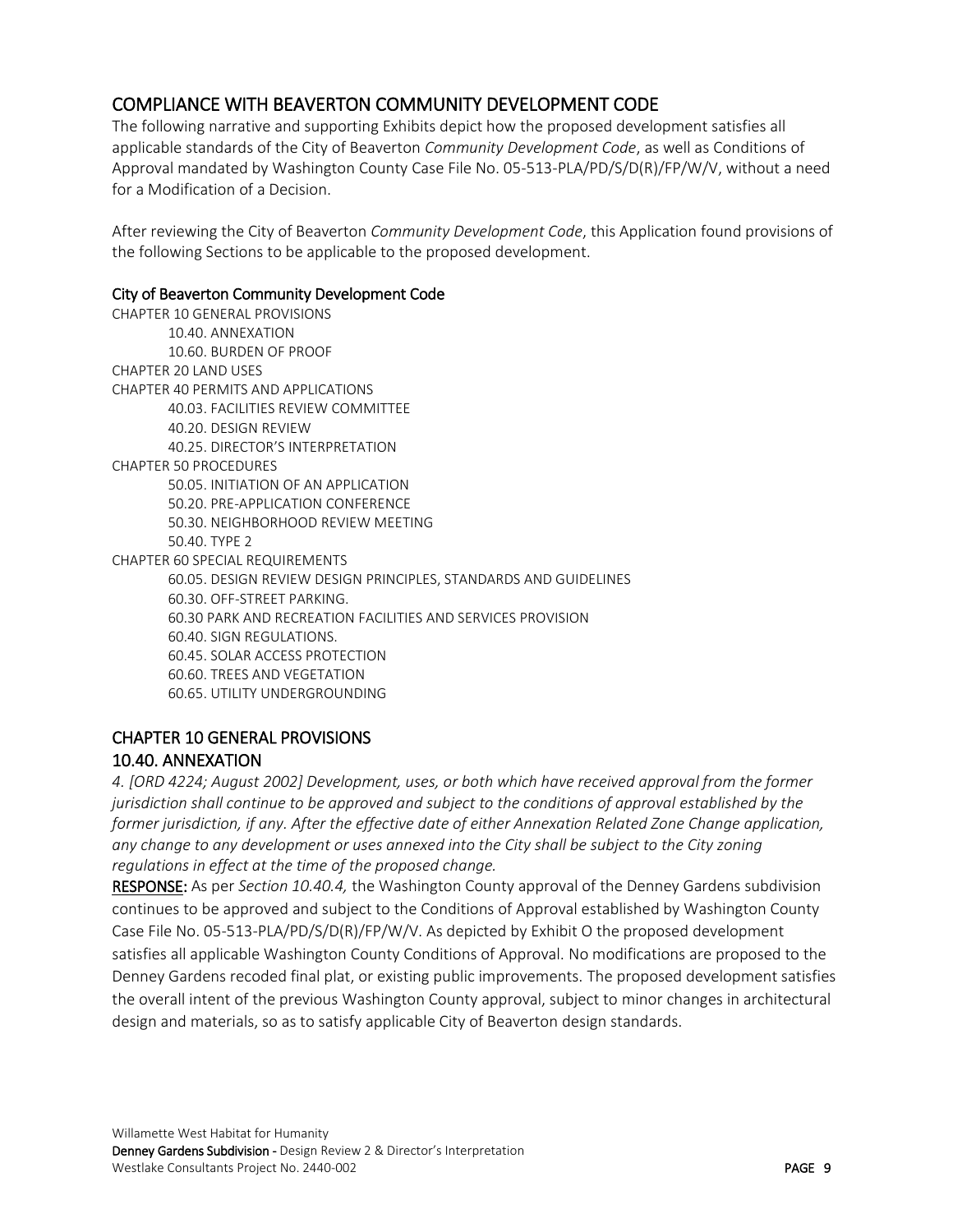## COMPLIANCE WITH BEAVERTON COMMUNITY DEVELOPMENT CODE

The following narrative and supporting Exhibits depict how the proposed development satisfies all applicable standards of the City of Beaverton *Community Development Code*, as well as Conditions of Approval mandated by Washington County Case File No. 05-513-PLA/PD/S/D(R)/FP/W/V, without a need for a Modification of a Decision.

After reviewing the City of Beaverton *Community Development Code*, this Application found provisions of the following Sections to be applicable to the proposed development.

### City of Beaverton Community Development Code

CHAPTER 10 GENERAL PROVISIONS
- 10.40. ANNEXATION
- 10.60. BURDEN OF PROOF

CHAPTER 20 LAND USES

CHAPTER 40 PERMITS AND APPLICATIONS
- 40.03. FACILITIES REVIEW COMMITTEE
- 40.20. DESIGN REVIEW
- 40.25. DIRECTOR'S INTERPRETATION

CHAPTER 50 PROCEDURES
- 50.05. INITIATION OF AN APPLICATION
- 50.20. PRE-APPLICATION CONFERENCE
- 50.30. NEIGHBORHOOD REVIEW MEETING
- 50.40. TYPE 2

CHAPTER 60 SPECIAL REQUIREMENTS
- 60.05. DESIGN REVIEW DESIGN PRINCIPLES, STANDARDS AND GUIDELINES
- 60.30. OFF-STREET PARKING.
- 60.30 PARK AND RECREATION FACILITIES AND SERVICES PROVISION
- 60.40. SIGN REGULATIONS.
- 60.45. SOLAR ACCESS PROTECTION
- 60.60. TREES AND VEGETATION
- 60.65. UTILITY UNDERGROUNDING

## CHAPTER 10 GENERAL PROVISIONS

### 10.40. ANNEXATION

*4. [ORD 4224; August 2002] Development, uses, or both which have received approval from the former jurisdiction shall continue to be approved and subject to the conditions of approval established by the former jurisdiction, if any. After the effective date of either Annexation Related Zone Change application, any change to any development or uses annexed into the City shall be subject to the City zoning regulations in effect at the time of the proposed change.*

**RESPONSE:** As per *Section 10.40.4,* the Washington County approval of the Denney Gardens subdivision continues to be approved and subject to the Conditions of Approval established by Washington County Case File No. 05-513-PLA/PD/S/D(R)/FP/W/V. As depicted by Exhibit O the proposed development satisfies all applicable Washington County Conditions of Approval. No modifications are proposed to the Denney Gardens recoded final plat, or existing public improvements. The proposed development satisfies the overall intent of the previous Washington County approval, subject to minor changes in architectural design and materials, so as to satisfy applicable City of Beaverton design standards.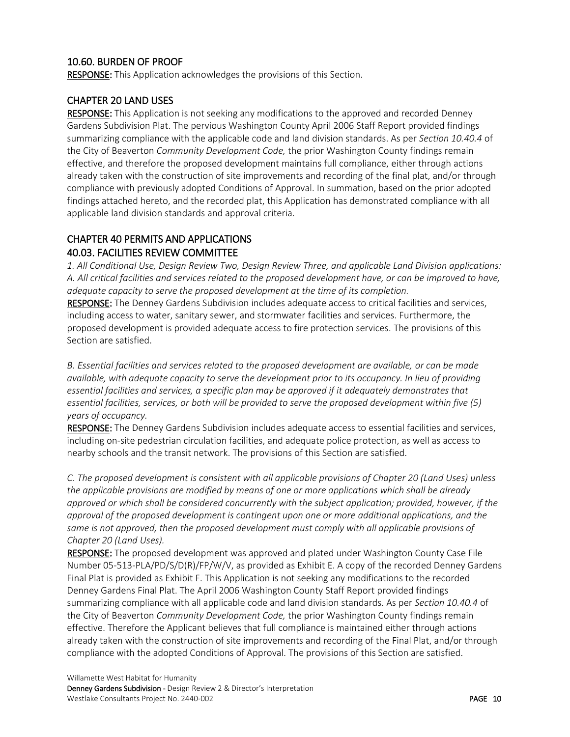## 10.60. BURDEN OF PROOF

**RESPONSE:** This Application acknowledges the provisions of this Section.

## CHAPTER 20 LAND USES

**RESPONSE:** This Application is not seeking any modifications to the approved and recorded Denney Gardens Subdivision Plat. The pervious Washington County April 2006 Staff Report provided findings summarizing compliance with the applicable code and land division standards. As per *Section 10.40.4* of the City of Beaverton *Community Development Code,* the prior Washington County findings remain effective, and therefore the proposed development maintains full compliance, either through actions already taken with the construction of site improvements and recording of the final plat, and/or through compliance with previously adopted Conditions of Approval. In summation, based on the prior adopted findings attached hereto, and the recorded plat, this Application has demonstrated compliance with all applicable land division standards and approval criteria.

## CHAPTER 40 PERMITS AND APPLICATIONS

## 40.03. FACILITIES REVIEW COMMITTEE

*1. All Conditional Use, Design Review Two, Design Review Three, and applicable Land Division applications: A. All critical facilities and services related to the proposed development have, or can be improved to have, adequate capacity to serve the proposed development at the time of its completion.*

**RESPONSE:** The Denney Gardens Subdivision includes adequate access to critical facilities and services, including access to water, sanitary sewer, and stormwater facilities and services. Furthermore, the proposed development is provided adequate access to fire protection services. The provisions of this Section are satisfied.

*B. Essential facilities and services related to the proposed development are available, or can be made available, with adequate capacity to serve the development prior to its occupancy. In lieu of providing essential facilities and services, a specific plan may be approved if it adequately demonstrates that essential facilities, services, or both will be provided to serve the proposed development within five (5) years of occupancy.*

**RESPONSE:** The Denney Gardens Subdivision includes adequate access to essential facilities and services, including on-site pedestrian circulation facilities, and adequate police protection, as well as access to nearby schools and the transit network. The provisions of this Section are satisfied.

*C. The proposed development is consistent with all applicable provisions of Chapter 20 (Land Uses) unless the applicable provisions are modified by means of one or more applications which shall be already approved or which shall be considered concurrently with the subject application; provided, however, if the approval of the proposed development is contingent upon one or more additional applications, and the same is not approved, then the proposed development must comply with all applicable provisions of Chapter 20 (Land Uses).*

**RESPONSE:** The proposed development was approved and plated under Washington County Case File Number 05-513-PLA/PD/S/D(R)/FP/W/V, as provided as Exhibit E. A copy of the recorded Denney Gardens Final Plat is provided as Exhibit F. This Application is not seeking any modifications to the recorded Denney Gardens Final Plat. The April 2006 Washington County Staff Report provided findings summarizing compliance with all applicable code and land division standards. As per *Section 10.40.4* of the City of Beaverton *Community Development Code,* the prior Washington County findings remain effective. Therefore the Applicant believes that full compliance is maintained either through actions already taken with the construction of site improvements and recording of the Final Plat, and/or through compliance with the adopted Conditions of Approval. The provisions of this Section are satisfied.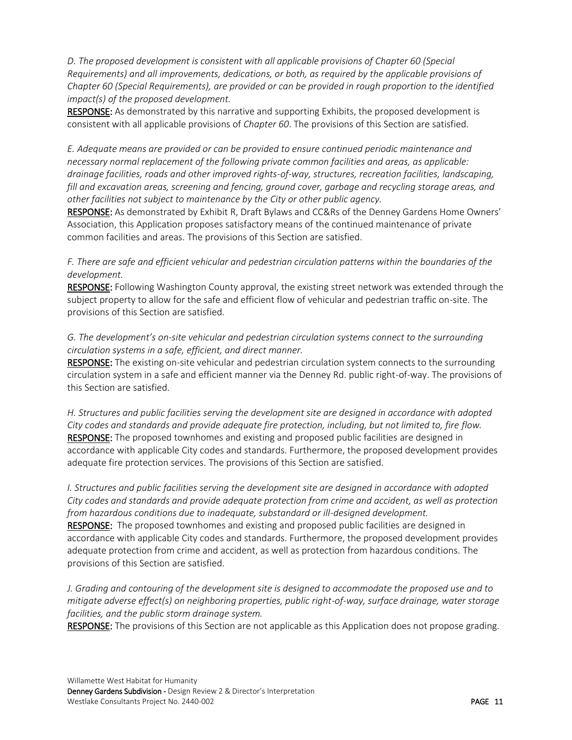*D. The proposed development is consistent with all applicable provisions of Chapter 60 (Special Requirements) and all improvements, dedications, or both, as required by the applicable provisions of Chapter 60 (Special Requirements), are provided or can be provided in rough proportion to the identified impact(s) of the proposed development.*

**RESPONSE:** As demonstrated by this narrative and supporting Exhibits, the proposed development is consistent with all applicable provisions of *Chapter 60*. The provisions of this Section are satisfied.

*E. Adequate means are provided or can be provided to ensure continued periodic maintenance and necessary normal replacement of the following private common facilities and areas, as applicable: drainage facilities, roads and other improved rights-of-way, structures, recreation facilities, landscaping, fill and excavation areas, screening and fencing, ground cover, garbage and recycling storage areas, and other facilities not subject to maintenance by the City or other public agency.*

**RESPONSE:** As demonstrated by Exhibit R, Draft Bylaws and CC&Rs of the Denney Gardens Home Owners' Association, this Application proposes satisfactory means of the continued maintenance of private common facilities and areas. The provisions of this Section are satisfied.

*F. There are safe and efficient vehicular and pedestrian circulation patterns within the boundaries of the development.*

**RESPONSE:** Following Washington County approval, the existing street network was extended through the subject property to allow for the safe and efficient flow of vehicular and pedestrian traffic on-site. The provisions of this Section are satisfied.

*G. The development's on-site vehicular and pedestrian circulation systems connect to the surrounding circulation systems in a safe, efficient, and direct manner.*

**RESPONSE:** The existing on-site vehicular and pedestrian circulation system connects to the surrounding circulation system in a safe and efficient manner via the Denney Rd. public right-of-way. The provisions of this Section are satisfied.

*H. Structures and public facilities serving the development site are designed in accordance with adopted City codes and standards and provide adequate fire protection, including, but not limited to, fire flow.*

**RESPONSE:** The proposed townhomes and existing and proposed public facilities are designed in accordance with applicable City codes and standards. Furthermore, the proposed development provides adequate fire protection services. The provisions of this Section are satisfied.

*I. Structures and public facilities serving the development site are designed in accordance with adopted City codes and standards and provide adequate protection from crime and accident, as well as protection from hazardous conditions due to inadequate, substandard or ill-designed development.*

**RESPONSE:** The proposed townhomes and existing and proposed public facilities are designed in accordance with applicable City codes and standards. Furthermore, the proposed development provides adequate protection from crime and accident, as well as protection from hazardous conditions. The provisions of this Section are satisfied.

*J. Grading and contouring of the development site is designed to accommodate the proposed use and to mitigate adverse effect(s) on neighboring properties, public right-of-way, surface drainage, water storage facilities, and the public storm drainage system.*

**RESPONSE:** The provisions of this Section are not applicable as this Application does not propose grading.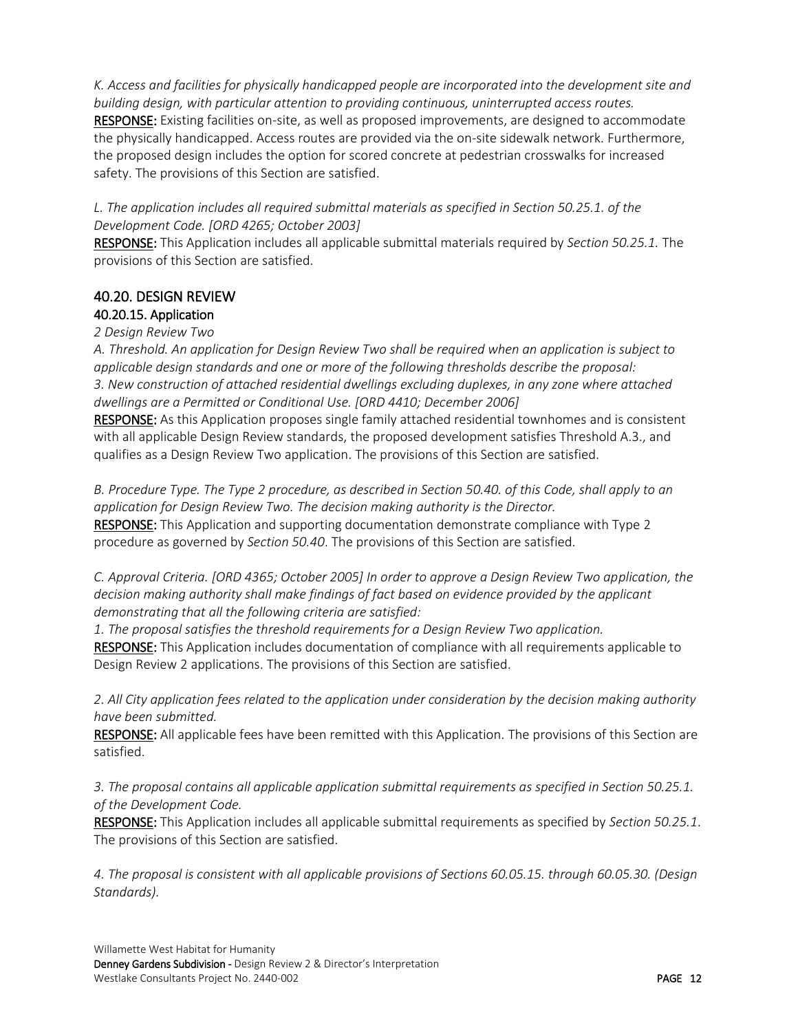*K. Access and facilities for physically handicapped people are incorporated into the development site and building design, with particular attention to providing continuous, uninterrupted access routes.*

**RESPONSE:** Existing facilities on-site, as well as proposed improvements, are designed to accommodate the physically handicapped. Access routes are provided via the on-site sidewalk network. Furthermore, the proposed design includes the option for scored concrete at pedestrian crosswalks for increased safety. The provisions of this Section are satisfied.

*L. The application includes all required submittal materials as specified in Section 50.25.1. of the Development Code. [ORD 4265; October 2003]*

**RESPONSE:** This Application includes all applicable submittal materials required by *Section 50.25.1.* The provisions of this Section are satisfied.

## 40.20. DESIGN REVIEW

### 40.20.15. Application

*2 Design Review Two*

*A. Threshold. An application for Design Review Two shall be required when an application is subject to applicable design standards and one or more of the following thresholds describe the proposal:*

*3. New construction of attached residential dwellings excluding duplexes, in any zone where attached dwellings are a Permitted or Conditional Use. [ORD 4410; December 2006]*

**RESPONSE:** As this Application proposes single family attached residential townhomes and is consistent with all applicable Design Review standards, the proposed development satisfies Threshold A.3., and qualifies as a Design Review Two application. The provisions of this Section are satisfied.

*B. Procedure Type. The Type 2 procedure, as described in Section 50.40. of this Code, shall apply to an application for Design Review Two. The decision making authority is the Director.*

**RESPONSE:** This Application and supporting documentation demonstrate compliance with Type 2 procedure as governed by *Section 50.40*. The provisions of this Section are satisfied.

*C. Approval Criteria. [ORD 4365; October 2005] In order to approve a Design Review Two application, the decision making authority shall make findings of fact based on evidence provided by the applicant demonstrating that all the following criteria are satisfied:*

*1. The proposal satisfies the threshold requirements for a Design Review Two application.*

**RESPONSE:** This Application includes documentation of compliance with all requirements applicable to Design Review 2 applications. The provisions of this Section are satisfied.

*2. All City application fees related to the application under consideration by the decision making authority have been submitted.*

**RESPONSE:** All applicable fees have been remitted with this Application. The provisions of this Section are satisfied.

*3. The proposal contains all applicable application submittal requirements as specified in Section 50.25.1. of the Development Code.*

**RESPONSE:** This Application includes all applicable submittal requirements as specified by *Section 50.25.1*. The provisions of this Section are satisfied.

*4. The proposal is consistent with all applicable provisions of Sections 60.05.15. through 60.05.30. (Design Standards).*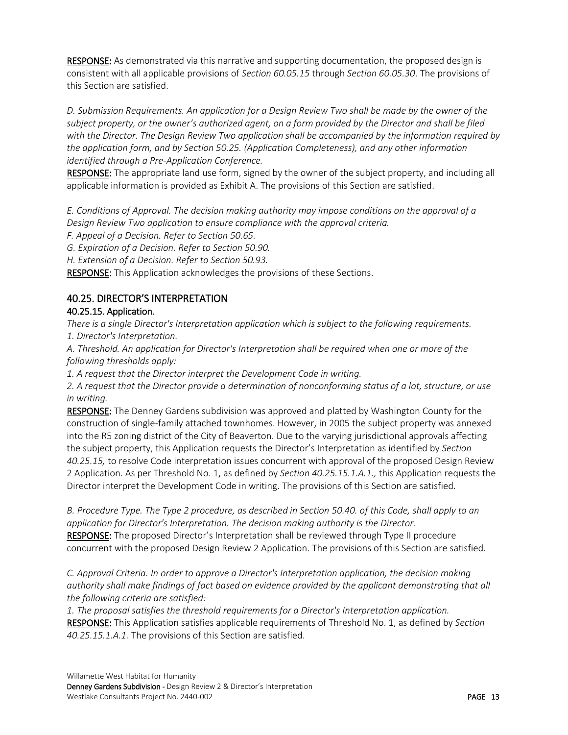**RESPONSE:** As demonstrated via this narrative and supporting documentation, the proposed design is consistent with all applicable provisions of *Section 60.05.15* through *Section 60.05.30*. The provisions of this Section are satisfied.

*D. Submission Requirements. An application for a Design Review Two shall be made by the owner of the subject property, or the owner's authorized agent, on a form provided by the Director and shall be filed with the Director. The Design Review Two application shall be accompanied by the information required by the application form, and by Section 50.25. (Application Completeness), and any other information identified through a Pre-Application Conference.*

**RESPONSE:** The appropriate land use form, signed by the owner of the subject property, and including all applicable information is provided as Exhibit A. The provisions of this Section are satisfied.

*E. Conditions of Approval. The decision making authority may impose conditions on the approval of a Design Review Two application to ensure compliance with the approval criteria.*

*F. Appeal of a Decision. Refer to Section 50.65.*

*G. Expiration of a Decision. Refer to Section 50.90.*

*H. Extension of a Decision. Refer to Section 50.93.*

**RESPONSE:** This Application acknowledges the provisions of these Sections.

## 40.25. DIRECTOR'S INTERPRETATION

### 40.25.15. Application.

*There is a single Director's Interpretation application which is subject to the following requirements.*

*1. Director's Interpretation.*

*A. Threshold. An application for Director's Interpretation shall be required when one or more of the following thresholds apply:*

*1. A request that the Director interpret the Development Code in writing.*

*2. A request that the Director provide a determination of nonconforming status of a lot, structure, or use in writing.*

**RESPONSE:** The Denney Gardens subdivision was approved and platted by Washington County for the construction of single-family attached townhomes. However, in 2005 the subject property was annexed into the R5 zoning district of the City of Beaverton. Due to the varying jurisdictional approvals affecting the subject property, this Application requests the Director's Interpretation as identified by *Section 40.25.15,* to resolve Code interpretation issues concurrent with approval of the proposed Design Review 2 Application. As per Threshold No. 1, as defined by *Section 40.25.15.1.A.1.,* this Application requests the Director interpret the Development Code in writing. The provisions of this Section are satisfied.

*B. Procedure Type. The Type 2 procedure, as described in Section 50.40. of this Code, shall apply to an application for Director's Interpretation. The decision making authority is the Director.*

**RESPONSE:** The proposed Director's Interpretation shall be reviewed through Type II procedure concurrent with the proposed Design Review 2 Application. The provisions of this Section are satisfied.

*C. Approval Criteria. In order to approve a Director's Interpretation application, the decision making authority shall make findings of fact based on evidence provided by the applicant demonstrating that all the following criteria are satisfied:*

*1. The proposal satisfies the threshold requirements for a Director's Interpretation application.*

**RESPONSE:** This Application satisfies applicable requirements of Threshold No. 1, as defined by *Section 40.25.15.1.A.1.* The provisions of this Section are satisfied.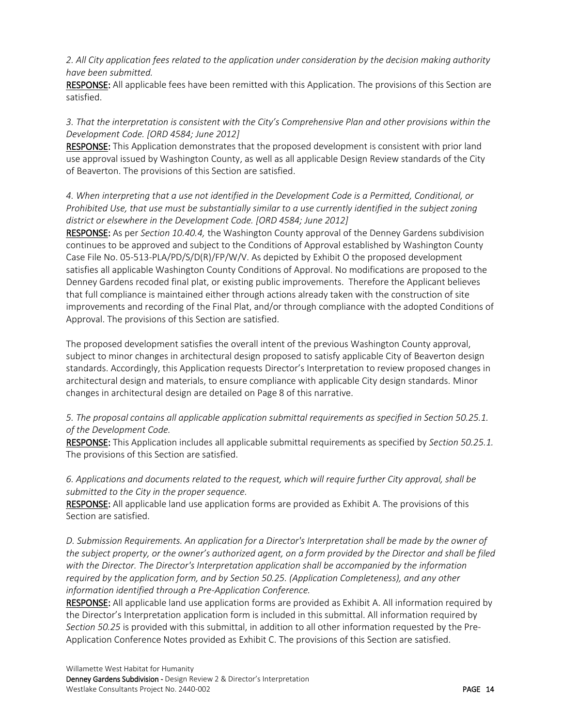*2. All City application fees related to the application under consideration by the decision making authority have been submitted.*

**RESPONSE:** All applicable fees have been remitted with this Application. The provisions of this Section are satisfied.

*3. That the interpretation is consistent with the City's Comprehensive Plan and other provisions within the Development Code. [ORD 4584; June 2012]*

**RESPONSE:** This Application demonstrates that the proposed development is consistent with prior land use approval issued by Washington County, as well as all applicable Design Review standards of the City of Beaverton. The provisions of this Section are satisfied.

*4. When interpreting that a use not identified in the Development Code is a Permitted, Conditional, or Prohibited Use, that use must be substantially similar to a use currently identified in the subject zoning district or elsewhere in the Development Code. [ORD 4584; June 2012]*

**RESPONSE:** As per *Section 10.40.4,* the Washington County approval of the Denney Gardens subdivision continues to be approved and subject to the Conditions of Approval established by Washington County Case File No. 05-513-PLA/PD/S/D(R)/FP/W/V. As depicted by Exhibit O the proposed development satisfies all applicable Washington County Conditions of Approval. No modifications are proposed to the Denney Gardens recoded final plat, or existing public improvements. Therefore the Applicant believes that full compliance is maintained either through actions already taken with the construction of site improvements and recording of the Final Plat, and/or through compliance with the adopted Conditions of Approval. The provisions of this Section are satisfied.

The proposed development satisfies the overall intent of the previous Washington County approval, subject to minor changes in architectural design proposed to satisfy applicable City of Beaverton design standards. Accordingly, this Application requests Director's Interpretation to review proposed changes in architectural design and materials, to ensure compliance with applicable City design standards. Minor changes in architectural design are detailed on Page 8 of this narrative.

*5. The proposal contains all applicable application submittal requirements as specified in Section 50.25.1. of the Development Code.*

**RESPONSE:** This Application includes all applicable submittal requirements as specified by *Section 50.25.1.* The provisions of this Section are satisfied.

*6. Applications and documents related to the request, which will require further City approval, shall be submitted to the City in the proper sequence.*

**RESPONSE:** All applicable land use application forms are provided as Exhibit A. The provisions of this Section are satisfied.

*D. Submission Requirements. An application for a Director's Interpretation shall be made by the owner of the subject property, or the owner's authorized agent, on a form provided by the Director and shall be filed with the Director. The Director's Interpretation application shall be accompanied by the information required by the application form, and by Section 50.25. (Application Completeness), and any other information identified through a Pre-Application Conference.*

**RESPONSE:** All applicable land use application forms are provided as Exhibit A. All information required by the Director's Interpretation application form is included in this submittal. All information required by *Section 50.25* is provided with this submittal, in addition to all other information requested by the Pre-Application Conference Notes provided as Exhibit C. The provisions of this Section are satisfied.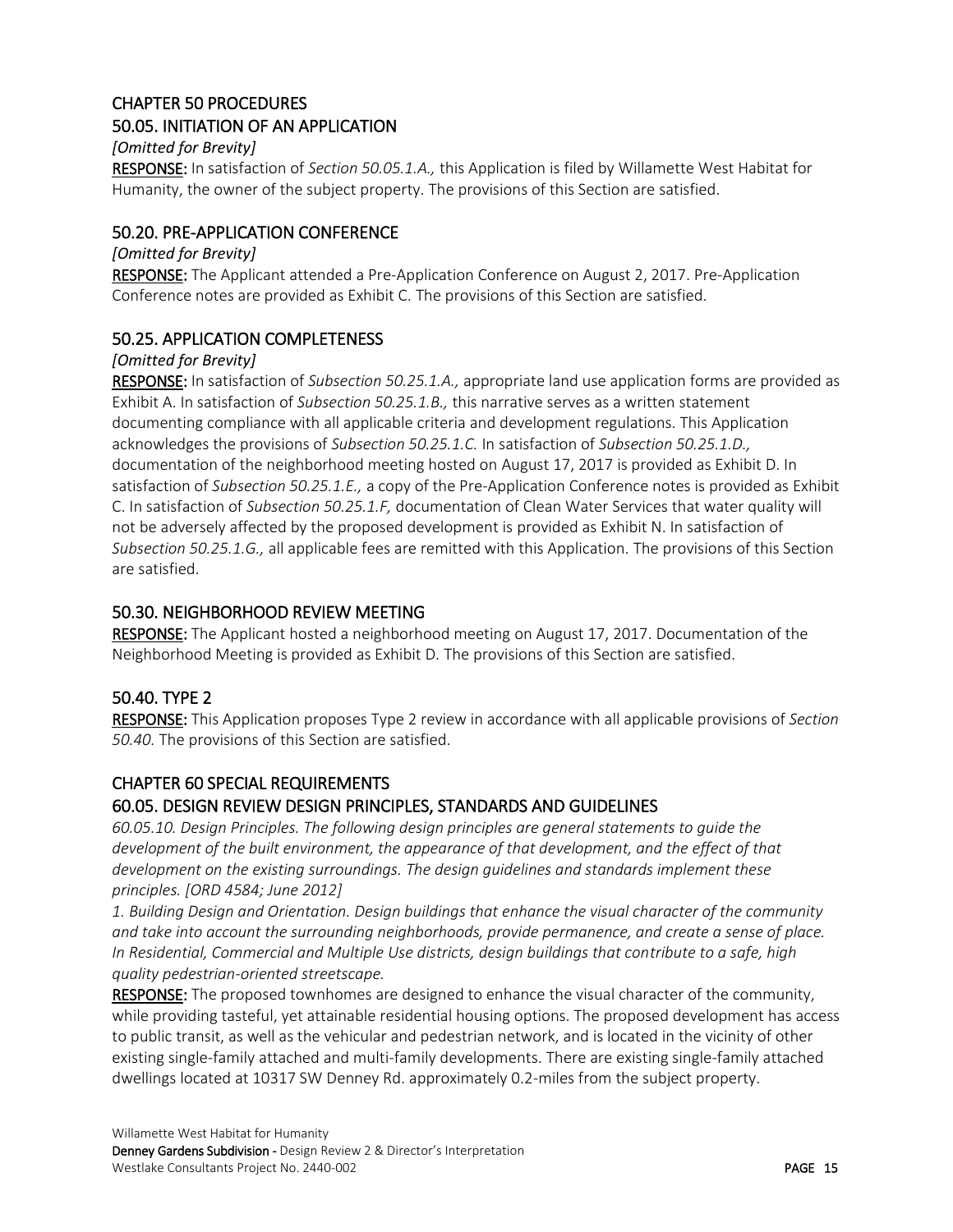## CHAPTER 50 PROCEDURES
### 50.05. INITIATION OF AN APPLICATION

*[Omitted for Brevity]*

**RESPONSE:** In satisfaction of *Section 50.05.1.A.,* this Application is filed by Willamette West Habitat for Humanity, the owner of the subject property. The provisions of this Section are satisfied.

### 50.20. PRE-APPLICATION CONFERENCE

*[Omitted for Brevity]*

**RESPONSE:** The Applicant attended a Pre-Application Conference on August 2, 2017. Pre-Application Conference notes are provided as Exhibit C. The provisions of this Section are satisfied.

### 50.25. APPLICATION COMPLETENESS

*[Omitted for Brevity]*

**RESPONSE:** In satisfaction of *Subsection 50.25.1.A.,* appropriate land use application forms are provided as Exhibit A. In satisfaction of *Subsection 50.25.1.B.,* this narrative serves as a written statement documenting compliance with all applicable criteria and development regulations. This Application acknowledges the provisions of *Subsection 50.25.1.C.* In satisfaction of *Subsection 50.25.1.D.,* documentation of the neighborhood meeting hosted on August 17, 2017 is provided as Exhibit D. In satisfaction of *Subsection 50.25.1.E.,* a copy of the Pre-Application Conference notes is provided as Exhibit C. In satisfaction of *Subsection 50.25.1.F,* documentation of Clean Water Services that water quality will not be adversely affected by the proposed development is provided as Exhibit N. In satisfaction of *Subsection 50.25.1.G.,* all applicable fees are remitted with this Application. The provisions of this Section are satisfied.

### 50.30. NEIGHBORHOOD REVIEW MEETING

**RESPONSE:** The Applicant hosted a neighborhood meeting on August 17, 2017. Documentation of the Neighborhood Meeting is provided as Exhibit D. The provisions of this Section are satisfied.

### 50.40. TYPE 2

**RESPONSE:** This Application proposes Type 2 review in accordance with all applicable provisions of *Section 50.40.* The provisions of this Section are satisfied.

## CHAPTER 60 SPECIAL REQUIREMENTS
### 60.05. DESIGN REVIEW DESIGN PRINCIPLES, STANDARDS AND GUIDELINES

*60.05.10. Design Principles. The following design principles are general statements to guide the development of the built environment, the appearance of that development, and the effect of that development on the existing surroundings. The design guidelines and standards implement these principles. [ORD 4584; June 2012]*

*1. Building Design and Orientation. Design buildings that enhance the visual character of the community and take into account the surrounding neighborhoods, provide permanence, and create a sense of place. In Residential, Commercial and Multiple Use districts, design buildings that contribute to a safe, high quality pedestrian-oriented streetscape.*

**RESPONSE:** The proposed townhomes are designed to enhance the visual character of the community, while providing tasteful, yet attainable residential housing options. The proposed development has access to public transit, as well as the vehicular and pedestrian network, and is located in the vicinity of other existing single-family attached and multi-family developments. There are existing single-family attached dwellings located at 10317 SW Denney Rd. approximately 0.2-miles from the subject property.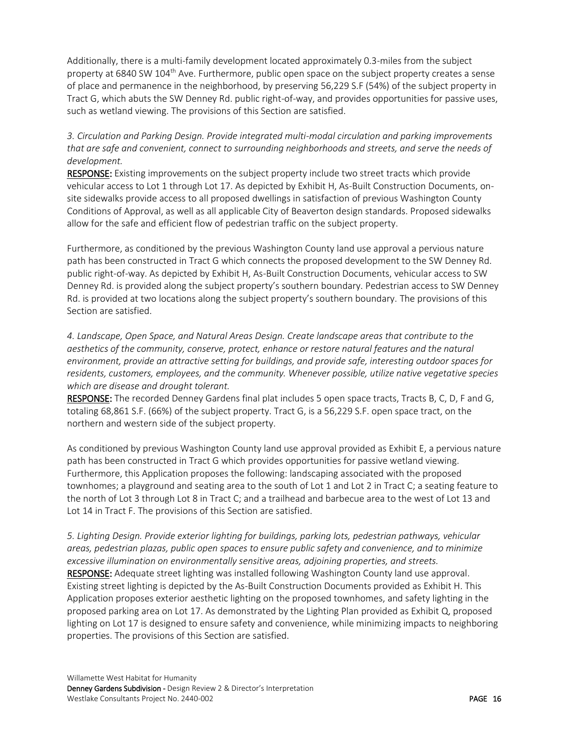Additionally, there is a multi-family development located approximately 0.3-miles from the subject property at 6840 SW 104th Ave. Furthermore, public open space on the subject property creates a sense of place and permanence in the neighborhood, by preserving 56,229 S.F (54%) of the subject property in Tract G, which abuts the SW Denney Rd. public right-of-way, and provides opportunities for passive uses, such as wetland viewing. The provisions of this Section are satisfied.

*3. Circulation and Parking Design. Provide integrated multi-modal circulation and parking improvements that are safe and convenient, connect to surrounding neighborhoods and streets, and serve the needs of development.*

**RESPONSE:** Existing improvements on the subject property include two street tracts which provide vehicular access to Lot 1 through Lot 17. As depicted by Exhibit H, As-Built Construction Documents, on-site sidewalks provide access to all proposed dwellings in satisfaction of previous Washington County Conditions of Approval, as well as all applicable City of Beaverton design standards. Proposed sidewalks allow for the safe and efficient flow of pedestrian traffic on the subject property.

Furthermore, as conditioned by the previous Washington County land use approval a pervious nature path has been constructed in Tract G which connects the proposed development to the SW Denney Rd. public right-of-way. As depicted by Exhibit H, As-Built Construction Documents, vehicular access to SW Denney Rd. is provided along the subject property's southern boundary. Pedestrian access to SW Denney Rd. is provided at two locations along the subject property's southern boundary. The provisions of this Section are satisfied.

*4. Landscape, Open Space, and Natural Areas Design. Create landscape areas that contribute to the aesthetics of the community, conserve, protect, enhance or restore natural features and the natural environment, provide an attractive setting for buildings, and provide safe, interesting outdoor spaces for residents, customers, employees, and the community. Whenever possible, utilize native vegetative species which are disease and drought tolerant.*

**RESPONSE:** The recorded Denney Gardens final plat includes 5 open space tracts, Tracts B, C, D, F and G, totaling 68,861 S.F. (66%) of the subject property. Tract G, is a 56,229 S.F. open space tract, on the northern and western side of the subject property.

As conditioned by previous Washington County land use approval provided as Exhibit E, a pervious nature path has been constructed in Tract G which provides opportunities for passive wetland viewing. Furthermore, this Application proposes the following: landscaping associated with the proposed townhomes; a playground and seating area to the south of Lot 1 and Lot 2 in Tract C; a seating feature to the north of Lot 3 through Lot 8 in Tract C; and a trailhead and barbecue area to the west of Lot 13 and Lot 14 in Tract F. The provisions of this Section are satisfied.

*5. Lighting Design. Provide exterior lighting for buildings, parking lots, pedestrian pathways, vehicular areas, pedestrian plazas, public open spaces to ensure public safety and convenience, and to minimize excessive illumination on environmentally sensitive areas, adjoining properties, and streets.*

**RESPONSE:** Adequate street lighting was installed following Washington County land use approval. Existing street lighting is depicted by the As-Built Construction Documents provided as Exhibit H. This Application proposes exterior aesthetic lighting on the proposed townhomes, and safety lighting in the proposed parking area on Lot 17. As demonstrated by the Lighting Plan provided as Exhibit Q, proposed lighting on Lot 17 is designed to ensure safety and convenience, while minimizing impacts to neighboring properties. The provisions of this Section are satisfied.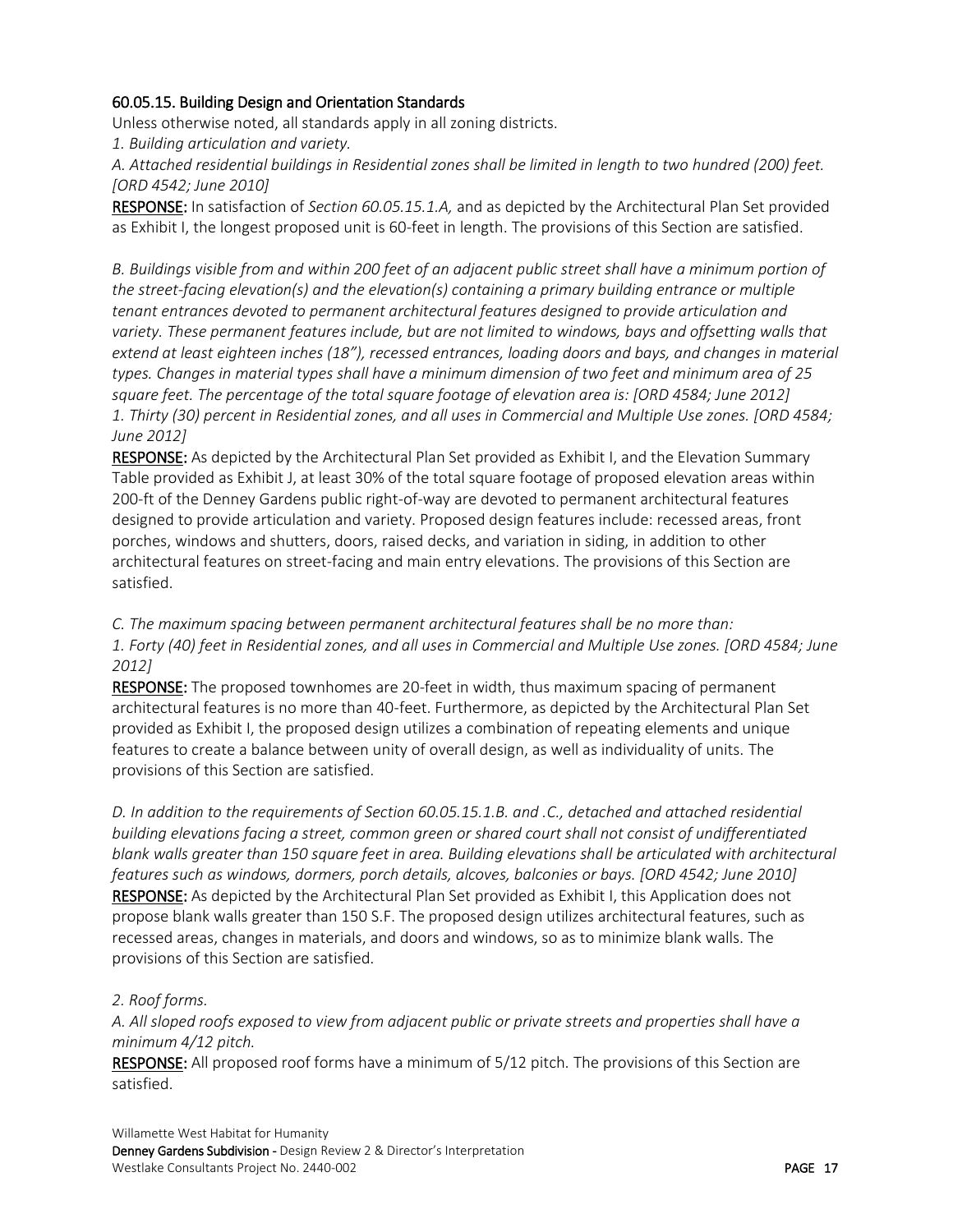## 60.05.15. Building Design and Orientation Standards

Unless otherwise noted, all standards apply in all zoning districts.

*1. Building articulation and variety.*

*A. Attached residential buildings in Residential zones shall be limited in length to two hundred (200) feet. [ORD 4542; June 2010]*

**RESPONSE:** In satisfaction of *Section 60.05.15.1.A,* and as depicted by the Architectural Plan Set provided as Exhibit I, the longest proposed unit is 60-feet in length. The provisions of this Section are satisfied.

*B. Buildings visible from and within 200 feet of an adjacent public street shall have a minimum portion of the street-facing elevation(s) and the elevation(s) containing a primary building entrance or multiple tenant entrances devoted to permanent architectural features designed to provide articulation and variety. These permanent features include, but are not limited to windows, bays and offsetting walls that extend at least eighteen inches (18"), recessed entrances, loading doors and bays, and changes in material types. Changes in material types shall have a minimum dimension of two feet and minimum area of 25 square feet. The percentage of the total square footage of elevation area is: [ORD 4584; June 2012]*

*1. Thirty (30) percent in Residential zones, and all uses in Commercial and Multiple Use zones. [ORD 4584; June 2012]*

**RESPONSE:** As depicted by the Architectural Plan Set provided as Exhibit I, and the Elevation Summary Table provided as Exhibit J, at least 30% of the total square footage of proposed elevation areas within 200-ft of the Denney Gardens public right-of-way are devoted to permanent architectural features designed to provide articulation and variety. Proposed design features include: recessed areas, front porches, windows and shutters, doors, raised decks, and variation in siding, in addition to other architectural features on street-facing and main entry elevations. The provisions of this Section are satisfied.

*C. The maximum spacing between permanent architectural features shall be no more than:*

*1. Forty (40) feet in Residential zones, and all uses in Commercial and Multiple Use zones. [ORD 4584; June 2012]*

**RESPONSE:** The proposed townhomes are 20-feet in width, thus maximum spacing of permanent architectural features is no more than 40-feet. Furthermore, as depicted by the Architectural Plan Set provided as Exhibit I, the proposed design utilizes a combination of repeating elements and unique features to create a balance between unity of overall design, as well as individuality of units. The provisions of this Section are satisfied.

*D. In addition to the requirements of Section 60.05.15.1.B. and .C., detached and attached residential building elevations facing a street, common green or shared court shall not consist of undifferentiated blank walls greater than 150 square feet in area. Building elevations shall be articulated with architectural features such as windows, dormers, porch details, alcoves, balconies or bays. [ORD 4542; June 2010]*

**RESPONSE:** As depicted by the Architectural Plan Set provided as Exhibit I, this Application does not propose blank walls greater than 150 S.F. The proposed design utilizes architectural features, such as recessed areas, changes in materials, and doors and windows, so as to minimize blank walls. The provisions of this Section are satisfied.

*2. Roof forms.*

*A. All sloped roofs exposed to view from adjacent public or private streets and properties shall have a minimum 4/12 pitch.*

**RESPONSE:** All proposed roof forms have a minimum of 5/12 pitch. The provisions of this Section are satisfied.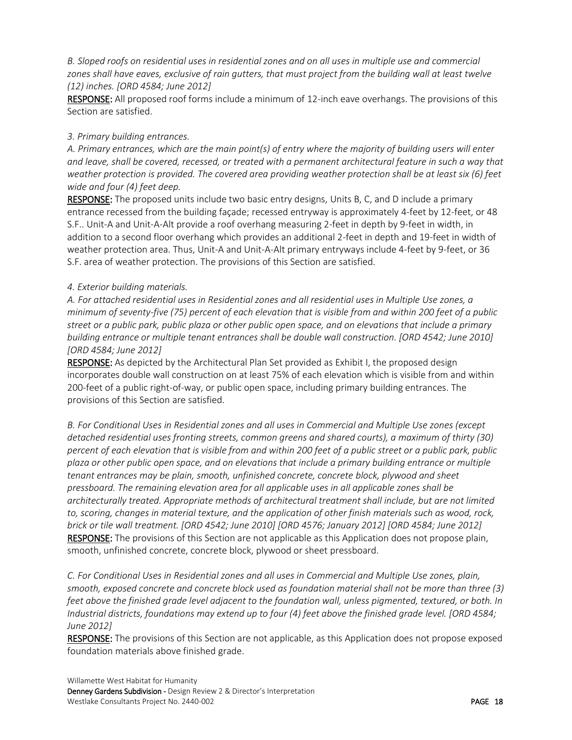*B. Sloped roofs on residential uses in residential zones and on all uses in multiple use and commercial zones shall have eaves, exclusive of rain gutters, that must project from the building wall at least twelve (12) inches. [ORD 4584; June 2012]*

**RESPONSE:** All proposed roof forms include a minimum of 12-inch eave overhangs. The provisions of this Section are satisfied.

*3. Primary building entrances.*

*A. Primary entrances, which are the main point(s) of entry where the majority of building users will enter and leave, shall be covered, recessed, or treated with a permanent architectural feature in such a way that weather protection is provided. The covered area providing weather protection shall be at least six (6) feet wide and four (4) feet deep.*

**RESPONSE:** The proposed units include two basic entry designs, Units B, C, and D include a primary entrance recessed from the building façade; recessed entryway is approximately 4-feet by 12-feet, or 48 S.F.. Unit-A and Unit-A-Alt provide a roof overhang measuring 2-feet in depth by 9-feet in width, in addition to a second floor overhang which provides an additional 2-feet in depth and 19-feet in width of weather protection area. Thus, Unit-A and Unit-A-Alt primary entryways include 4-feet by 9-feet, or 36 S.F. area of weather protection. The provisions of this Section are satisfied.

*4. Exterior building materials.*

*A. For attached residential uses in Residential zones and all residential uses in Multiple Use zones, a minimum of seventy-five (75) percent of each elevation that is visible from and within 200 feet of a public street or a public park, public plaza or other public open space, and on elevations that include a primary building entrance or multiple tenant entrances shall be double wall construction. [ORD 4542; June 2010] [ORD 4584; June 2012]*

**RESPONSE:** As depicted by the Architectural Plan Set provided as Exhibit I, the proposed design incorporates double wall construction on at least 75% of each elevation which is visible from and within 200-feet of a public right-of-way, or public open space, including primary building entrances. The provisions of this Section are satisfied.

*B. For Conditional Uses in Residential zones and all uses in Commercial and Multiple Use zones (except detached residential uses fronting streets, common greens and shared courts), a maximum of thirty (30) percent of each elevation that is visible from and within 200 feet of a public street or a public park, public plaza or other public open space, and on elevations that include a primary building entrance or multiple tenant entrances may be plain, smooth, unfinished concrete, concrete block, plywood and sheet pressboard. The remaining elevation area for all applicable uses in all applicable zones shall be architecturally treated. Appropriate methods of architectural treatment shall include, but are not limited to, scoring, changes in material texture, and the application of other finish materials such as wood, rock, brick or tile wall treatment. [ORD 4542; June 2010] [ORD 4576; January 2012] [ORD 4584; June 2012]*

**RESPONSE:** The provisions of this Section are not applicable as this Application does not propose plain, smooth, unfinished concrete, concrete block, plywood or sheet pressboard.

*C. For Conditional Uses in Residential zones and all uses in Commercial and Multiple Use zones, plain, smooth, exposed concrete and concrete block used as foundation material shall not be more than three (3) feet above the finished grade level adjacent to the foundation wall, unless pigmented, textured, or both. In Industrial districts, foundations may extend up to four (4) feet above the finished grade level. [ORD 4584; June 2012]*

**RESPONSE:** The provisions of this Section are not applicable, as this Application does not propose exposed foundation materials above finished grade.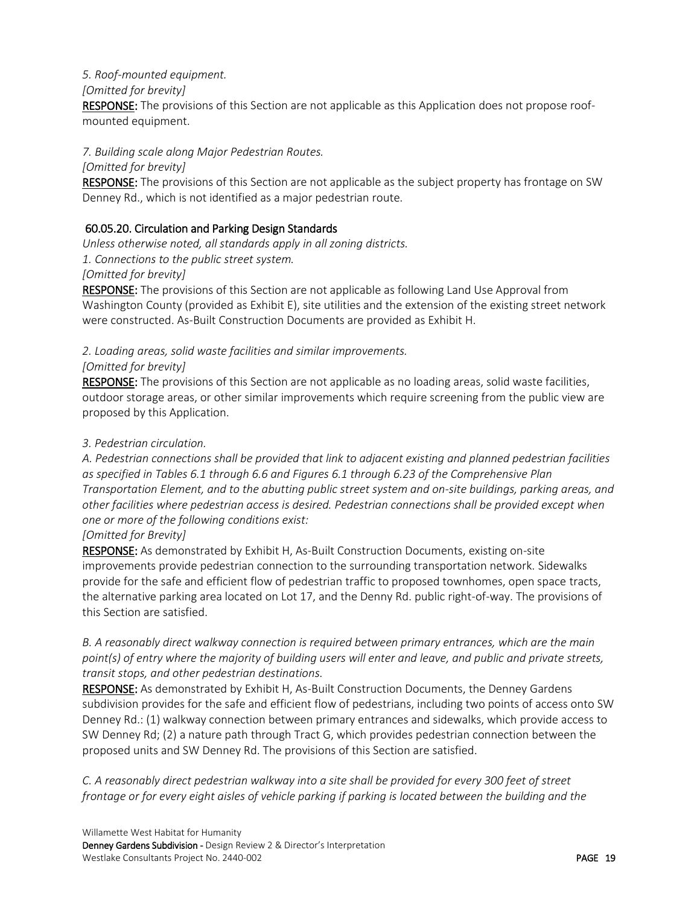*5. Roof-mounted equipment.*

*[Omitted for brevity]*

**RESPONSE:** The provisions of this Section are not applicable as this Application does not propose roof-mounted equipment.

*7. Building scale along Major Pedestrian Routes.*

*[Omitted for brevity]*

**RESPONSE:** The provisions of this Section are not applicable as the subject property has frontage on SW Denney Rd., which is not identified as a major pedestrian route.

## 60.05.20. Circulation and Parking Design Standards

*Unless otherwise noted, all standards apply in all zoning districts.*

*1. Connections to the public street system.*

*[Omitted for brevity]*

**RESPONSE:** The provisions of this Section are not applicable as following Land Use Approval from Washington County (provided as Exhibit E), site utilities and the extension of the existing street network were constructed. As-Built Construction Documents are provided as Exhibit H.

*2. Loading areas, solid waste facilities and similar improvements.*

*[Omitted for brevity]*

**RESPONSE:** The provisions of this Section are not applicable as no loading areas, solid waste facilities, outdoor storage areas, or other similar improvements which require screening from the public view are proposed by this Application.

*3. Pedestrian circulation.*

*A. Pedestrian connections shall be provided that link to adjacent existing and planned pedestrian facilities as specified in Tables 6.1 through 6.6 and Figures 6.1 through 6.23 of the Comprehensive Plan Transportation Element, and to the abutting public street system and on-site buildings, parking areas, and other facilities where pedestrian access is desired. Pedestrian connections shall be provided except when one or more of the following conditions exist:*

*[Omitted for Brevity]*

**RESPONSE:** As demonstrated by Exhibit H, As-Built Construction Documents, existing on-site improvements provide pedestrian connection to the surrounding transportation network. Sidewalks provide for the safe and efficient flow of pedestrian traffic to proposed townhomes, open space tracts, the alternative parking area located on Lot 17, and the Denny Rd. public right-of-way. The provisions of this Section are satisfied.

*B. A reasonably direct walkway connection is required between primary entrances, which are the main point(s) of entry where the majority of building users will enter and leave, and public and private streets, transit stops, and other pedestrian destinations.*

**RESPONSE:** As demonstrated by Exhibit H, As-Built Construction Documents, the Denney Gardens subdivision provides for the safe and efficient flow of pedestrians, including two points of access onto SW Denney Rd.: (1) walkway connection between primary entrances and sidewalks, which provide access to SW Denney Rd; (2) a nature path through Tract G, which provides pedestrian connection between the proposed units and SW Denney Rd. The provisions of this Section are satisfied.

*C. A reasonably direct pedestrian walkway into a site shall be provided for every 300 feet of street frontage or for every eight aisles of vehicle parking if parking is located between the building and the*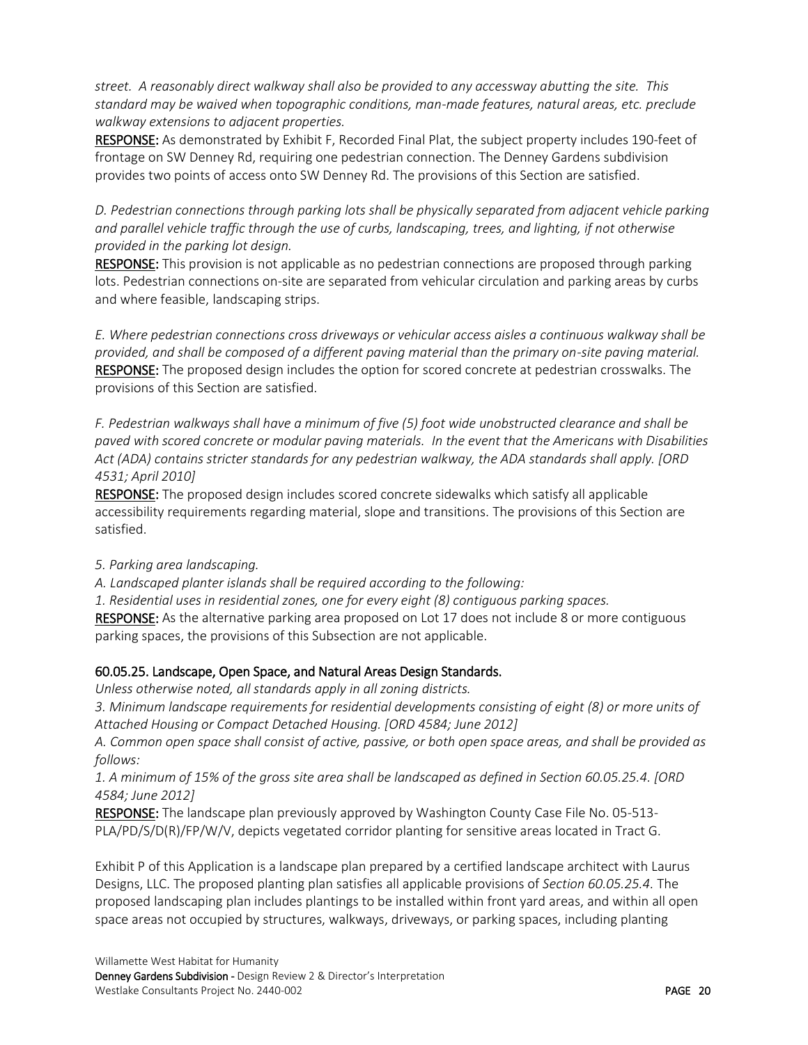*street. A reasonably direct walkway shall also be provided to any accessway abutting the site. This standard may be waived when topographic conditions, man-made features, natural areas, etc. preclude walkway extensions to adjacent properties.*

**RESPONSE:** As demonstrated by Exhibit F, Recorded Final Plat, the subject property includes 190-feet of frontage on SW Denney Rd, requiring one pedestrian connection. The Denney Gardens subdivision provides two points of access onto SW Denney Rd. The provisions of this Section are satisfied.

*D. Pedestrian connections through parking lots shall be physically separated from adjacent vehicle parking and parallel vehicle traffic through the use of curbs, landscaping, trees, and lighting, if not otherwise provided in the parking lot design.*

**RESPONSE:** This provision is not applicable as no pedestrian connections are proposed through parking lots. Pedestrian connections on-site are separated from vehicular circulation and parking areas by curbs and where feasible, landscaping strips.

*E. Where pedestrian connections cross driveways or vehicular access aisles a continuous walkway shall be provided, and shall be composed of a different paving material than the primary on-site paving material.*

**RESPONSE:** The proposed design includes the option for scored concrete at pedestrian crosswalks. The provisions of this Section are satisfied.

*F. Pedestrian walkways shall have a minimum of five (5) foot wide unobstructed clearance and shall be paved with scored concrete or modular paving materials. In the event that the Americans with Disabilities Act (ADA) contains stricter standards for any pedestrian walkway, the ADA standards shall apply. [ORD 4531; April 2010]*

**RESPONSE:** The proposed design includes scored concrete sidewalks which satisfy all applicable accessibility requirements regarding material, slope and transitions. The provisions of this Section are satisfied.

*5. Parking area landscaping.*

*A. Landscaped planter islands shall be required according to the following:*

*1. Residential uses in residential zones, one for every eight (8) contiguous parking spaces.*

**RESPONSE:** As the alternative parking area proposed on Lot 17 does not include 8 or more contiguous parking spaces, the provisions of this Subsection are not applicable.

### 60.05.25. Landscape, Open Space, and Natural Areas Design Standards.

*Unless otherwise noted, all standards apply in all zoning districts.*

*3. Minimum landscape requirements for residential developments consisting of eight (8) or more units of Attached Housing or Compact Detached Housing. [ORD 4584; June 2012]*

*A. Common open space shall consist of active, passive, or both open space areas, and shall be provided as follows:*

*1. A minimum of 15% of the gross site area shall be landscaped as defined in Section 60.05.25.4. [ORD 4584; June 2012]*

**RESPONSE:** The landscape plan previously approved by Washington County Case File No. 05-513-PLA/PD/S/D(R)/FP/W/V, depicts vegetated corridor planting for sensitive areas located in Tract G.

Exhibit P of this Application is a landscape plan prepared by a certified landscape architect with Laurus Designs, LLC. The proposed planting plan satisfies all applicable provisions of *Section 60.05.25.4.* The proposed landscaping plan includes plantings to be installed within front yard areas, and within all open space areas not occupied by structures, walkways, driveways, or parking spaces, including planting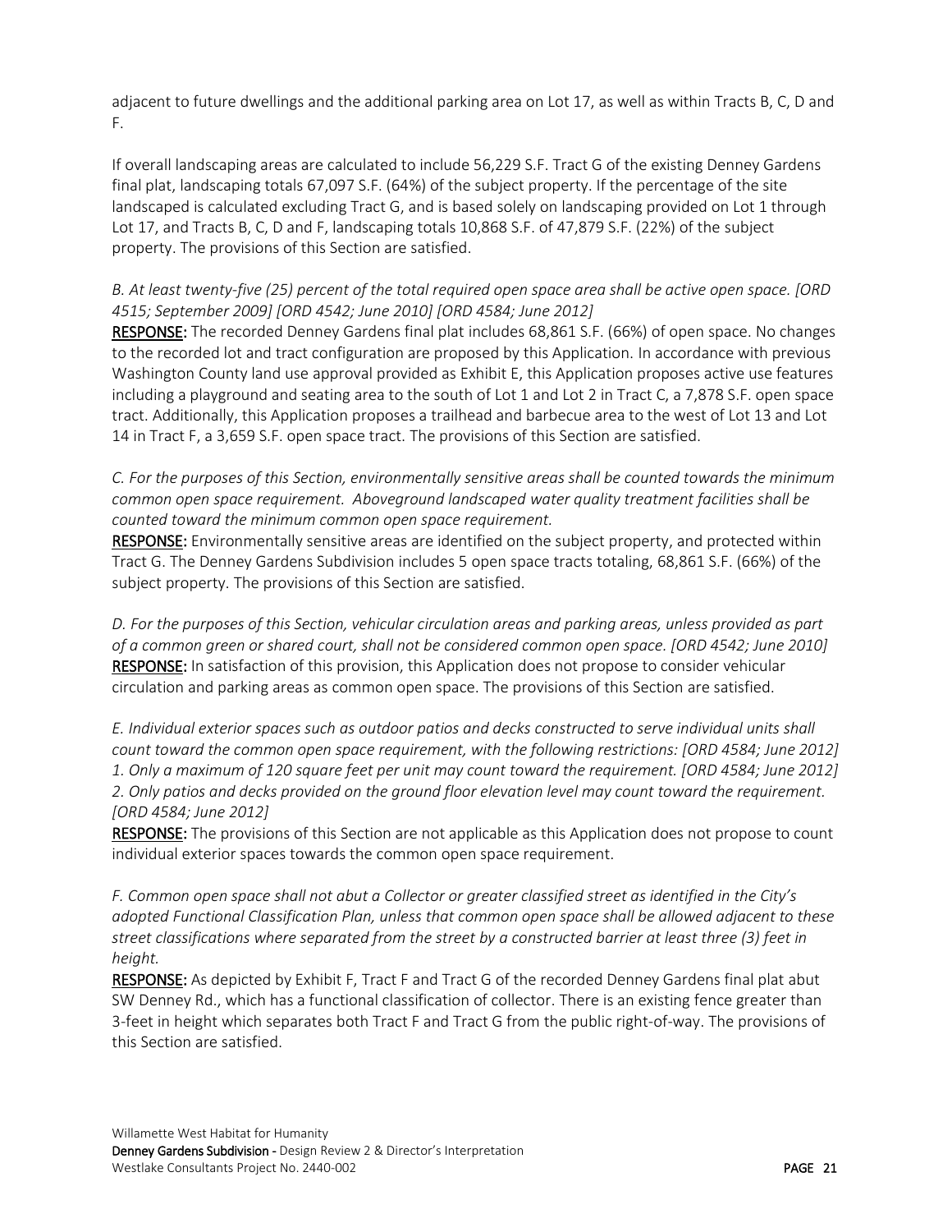adjacent to future dwellings and the additional parking area on Lot 17, as well as within Tracts B, C, D and F.

If overall landscaping areas are calculated to include 56,229 S.F. Tract G of the existing Denney Gardens final plat, landscaping totals 67,097 S.F. (64%) of the subject property. If the percentage of the site landscaped is calculated excluding Tract G, and is based solely on landscaping provided on Lot 1 through Lot 17, and Tracts B, C, D and F, landscaping totals 10,868 S.F. of 47,879 S.F. (22%) of the subject property. The provisions of this Section are satisfied.

*B. At least twenty-five (25) percent of the total required open space area shall be active open space. [ORD 4515; September 2009] [ORD 4542; June 2010] [ORD 4584; June 2012]*

**RESPONSE:** The recorded Denney Gardens final plat includes 68,861 S.F. (66%) of open space. No changes to the recorded lot and tract configuration are proposed by this Application. In accordance with previous Washington County land use approval provided as Exhibit E, this Application proposes active use features including a playground and seating area to the south of Lot 1 and Lot 2 in Tract C, a 7,878 S.F. open space tract. Additionally, this Application proposes a trailhead and barbecue area to the west of Lot 13 and Lot 14 in Tract F, a 3,659 S.F. open space tract. The provisions of this Section are satisfied.

*C. For the purposes of this Section, environmentally sensitive areas shall be counted towards the minimum common open space requirement. Aboveground landscaped water quality treatment facilities shall be counted toward the minimum common open space requirement.*

**RESPONSE:** Environmentally sensitive areas are identified on the subject property, and protected within Tract G. The Denney Gardens Subdivision includes 5 open space tracts totaling, 68,861 S.F. (66%) of the subject property. The provisions of this Section are satisfied.

*D. For the purposes of this Section, vehicular circulation areas and parking areas, unless provided as part of a common green or shared court, shall not be considered common open space. [ORD 4542; June 2010]*

**RESPONSE:** In satisfaction of this provision, this Application does not propose to consider vehicular circulation and parking areas as common open space. The provisions of this Section are satisfied.

*E. Individual exterior spaces such as outdoor patios and decks constructed to serve individual units shall count toward the common open space requirement, with the following restrictions: [ORD 4584; June 2012]*
*1. Only a maximum of 120 square feet per unit may count toward the requirement. [ORD 4584; June 2012]*
*2. Only patios and decks provided on the ground floor elevation level may count toward the requirement. [ORD 4584; June 2012]*

**RESPONSE:** The provisions of this Section are not applicable as this Application does not propose to count individual exterior spaces towards the common open space requirement.

*F. Common open space shall not abut a Collector or greater classified street as identified in the City's adopted Functional Classification Plan, unless that common open space shall be allowed adjacent to these street classifications where separated from the street by a constructed barrier at least three (3) feet in height.*

**RESPONSE:** As depicted by Exhibit F, Tract F and Tract G of the recorded Denney Gardens final plat abut SW Denney Rd., which has a functional classification of collector. There is an existing fence greater than 3-feet in height which separates both Tract F and Tract G from the public right-of-way. The provisions of this Section are satisfied.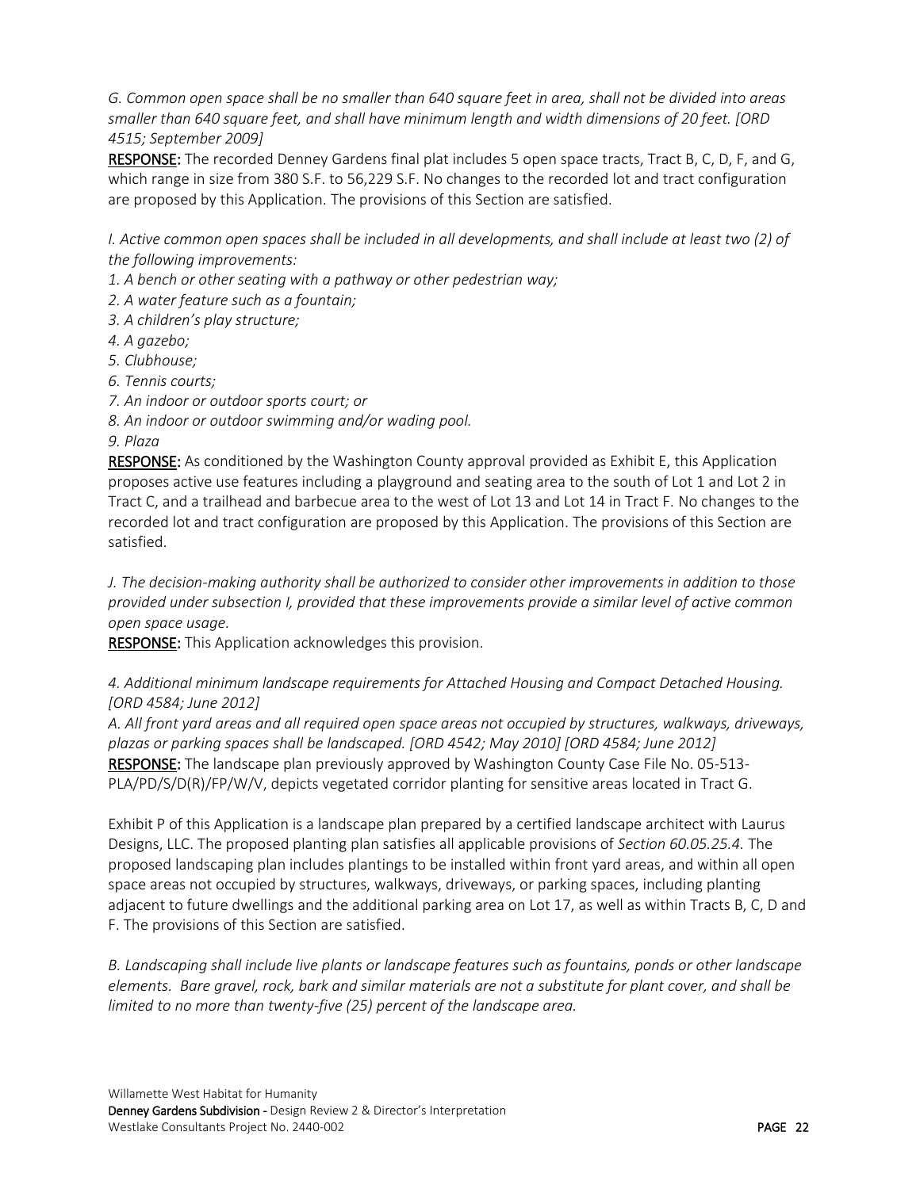*G. Common open space shall be no smaller than 640 square feet in area, shall not be divided into areas smaller than 640 square feet, and shall have minimum length and width dimensions of 20 feet. [ORD 4515; September 2009]*

**RESPONSE:** The recorded Denney Gardens final plat includes 5 open space tracts, Tract B, C, D, F, and G, which range in size from 380 S.F. to 56,229 S.F. No changes to the recorded lot and tract configuration are proposed by this Application. The provisions of this Section are satisfied.

*I. Active common open spaces shall be included in all developments, and shall include at least two (2) of the following improvements:*

*1. A bench or other seating with a pathway or other pedestrian way;*
*2. A water feature such as a fountain;*
*3. A children's play structure;*
*4. A gazebo;*
*5. Clubhouse;*
*6. Tennis courts;*
*7. An indoor or outdoor sports court; or*
*8. An indoor or outdoor swimming and/or wading pool.*
*9. Plaza*

**RESPONSE:** As conditioned by the Washington County approval provided as Exhibit E, this Application proposes active use features including a playground and seating area to the south of Lot 1 and Lot 2 in Tract C, and a trailhead and barbecue area to the west of Lot 13 and Lot 14 in Tract F. No changes to the recorded lot and tract configuration are proposed by this Application. The provisions of this Section are satisfied.

*J. The decision-making authority shall be authorized to consider other improvements in addition to those provided under subsection I, provided that these improvements provide a similar level of active common open space usage.*

**RESPONSE:** This Application acknowledges this provision.

*4. Additional minimum landscape requirements for Attached Housing and Compact Detached Housing. [ORD 4584; June 2012]*

*A. All front yard areas and all required open space areas not occupied by structures, walkways, driveways, plazas or parking spaces shall be landscaped. [ORD 4542; May 2010] [ORD 4584; June 2012]*

**RESPONSE:** The landscape plan previously approved by Washington County Case File No. 05-513-PLA/PD/S/D(R)/FP/W/V, depicts vegetated corridor planting for sensitive areas located in Tract G.

Exhibit P of this Application is a landscape plan prepared by a certified landscape architect with Laurus Designs, LLC. The proposed planting plan satisfies all applicable provisions of *Section 60.05.25.4.* The proposed landscaping plan includes plantings to be installed within front yard areas, and within all open space areas not occupied by structures, walkways, driveways, or parking spaces, including planting adjacent to future dwellings and the additional parking area on Lot 17, as well as within Tracts B, C, D and F. The provisions of this Section are satisfied.

*B. Landscaping shall include live plants or landscape features such as fountains, ponds or other landscape elements. Bare gravel, rock, bark and similar materials are not a substitute for plant cover, and shall be limited to no more than twenty-five (25) percent of the landscape area.*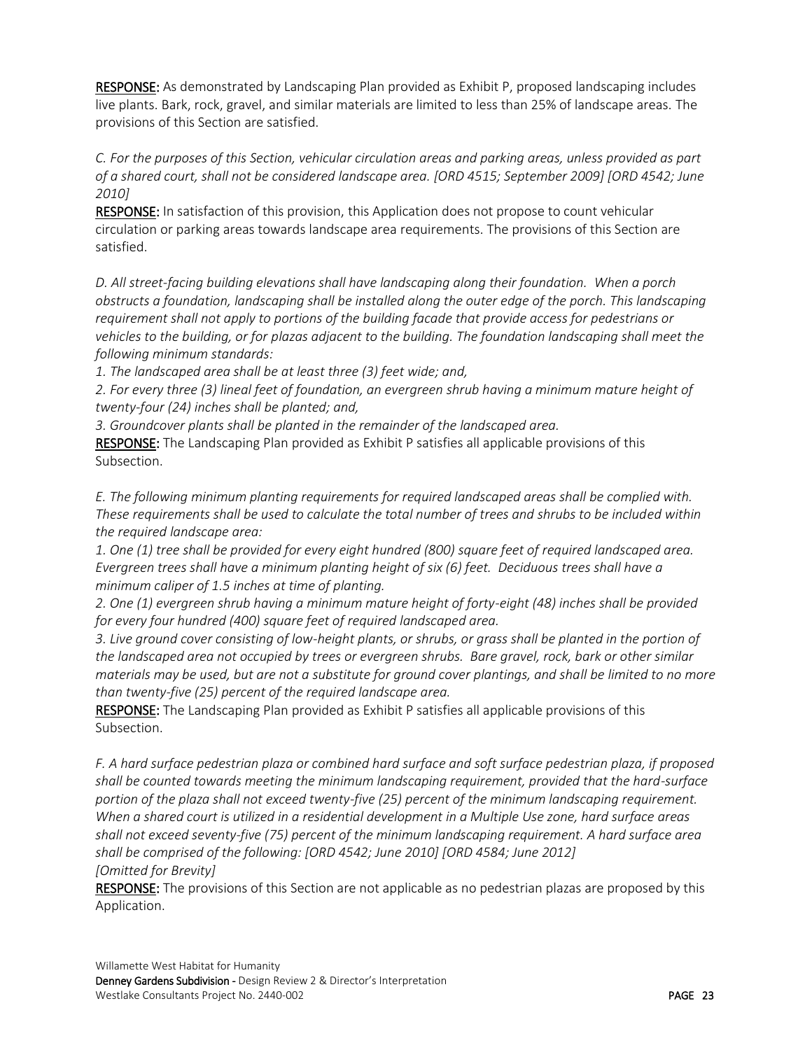**RESPONSE:** As demonstrated by Landscaping Plan provided as Exhibit P, proposed landscaping includes live plants. Bark, rock, gravel, and similar materials are limited to less than 25% of landscape areas. The provisions of this Section are satisfied.

*C. For the purposes of this Section, vehicular circulation areas and parking areas, unless provided as part of a shared court, shall not be considered landscape area. [ORD 4515; September 2009] [ORD 4542; June 2010]*

**RESPONSE:** In satisfaction of this provision, this Application does not propose to count vehicular circulation or parking areas towards landscape area requirements. The provisions of this Section are satisfied.

*D. All street-facing building elevations shall have landscaping along their foundation. When a porch obstructs a foundation, landscaping shall be installed along the outer edge of the porch. This landscaping requirement shall not apply to portions of the building facade that provide access for pedestrians or vehicles to the building, or for plazas adjacent to the building. The foundation landscaping shall meet the following minimum standards:*

*1. The landscaped area shall be at least three (3) feet wide; and,*

*2. For every three (3) lineal feet of foundation, an evergreen shrub having a minimum mature height of twenty-four (24) inches shall be planted; and,*

*3. Groundcover plants shall be planted in the remainder of the landscaped area.*

**RESPONSE:** The Landscaping Plan provided as Exhibit P satisfies all applicable provisions of this Subsection.

*E. The following minimum planting requirements for required landscaped areas shall be complied with. These requirements shall be used to calculate the total number of trees and shrubs to be included within the required landscape area:*

*1. One (1) tree shall be provided for every eight hundred (800) square feet of required landscaped area. Evergreen trees shall have a minimum planting height of six (6) feet. Deciduous trees shall have a minimum caliper of 1.5 inches at time of planting.*

*2. One (1) evergreen shrub having a minimum mature height of forty-eight (48) inches shall be provided for every four hundred (400) square feet of required landscaped area.*

*3. Live ground cover consisting of low-height plants, or shrubs, or grass shall be planted in the portion of the landscaped area not occupied by trees or evergreen shrubs. Bare gravel, rock, bark or other similar materials may be used, but are not a substitute for ground cover plantings, and shall be limited to no more than twenty-five (25) percent of the required landscape area.*

**RESPONSE:** The Landscaping Plan provided as Exhibit P satisfies all applicable provisions of this Subsection.

*F. A hard surface pedestrian plaza or combined hard surface and soft surface pedestrian plaza, if proposed shall be counted towards meeting the minimum landscaping requirement, provided that the hard-surface portion of the plaza shall not exceed twenty-five (25) percent of the minimum landscaping requirement. When a shared court is utilized in a residential development in a Multiple Use zone, hard surface areas shall not exceed seventy-five (75) percent of the minimum landscaping requirement. A hard surface area shall be comprised of the following: [ORD 4542; June 2010] [ORD 4584; June 2012]*
*[Omitted for Brevity]*

**RESPONSE:** The provisions of this Section are not applicable as no pedestrian plazas are proposed by this Application.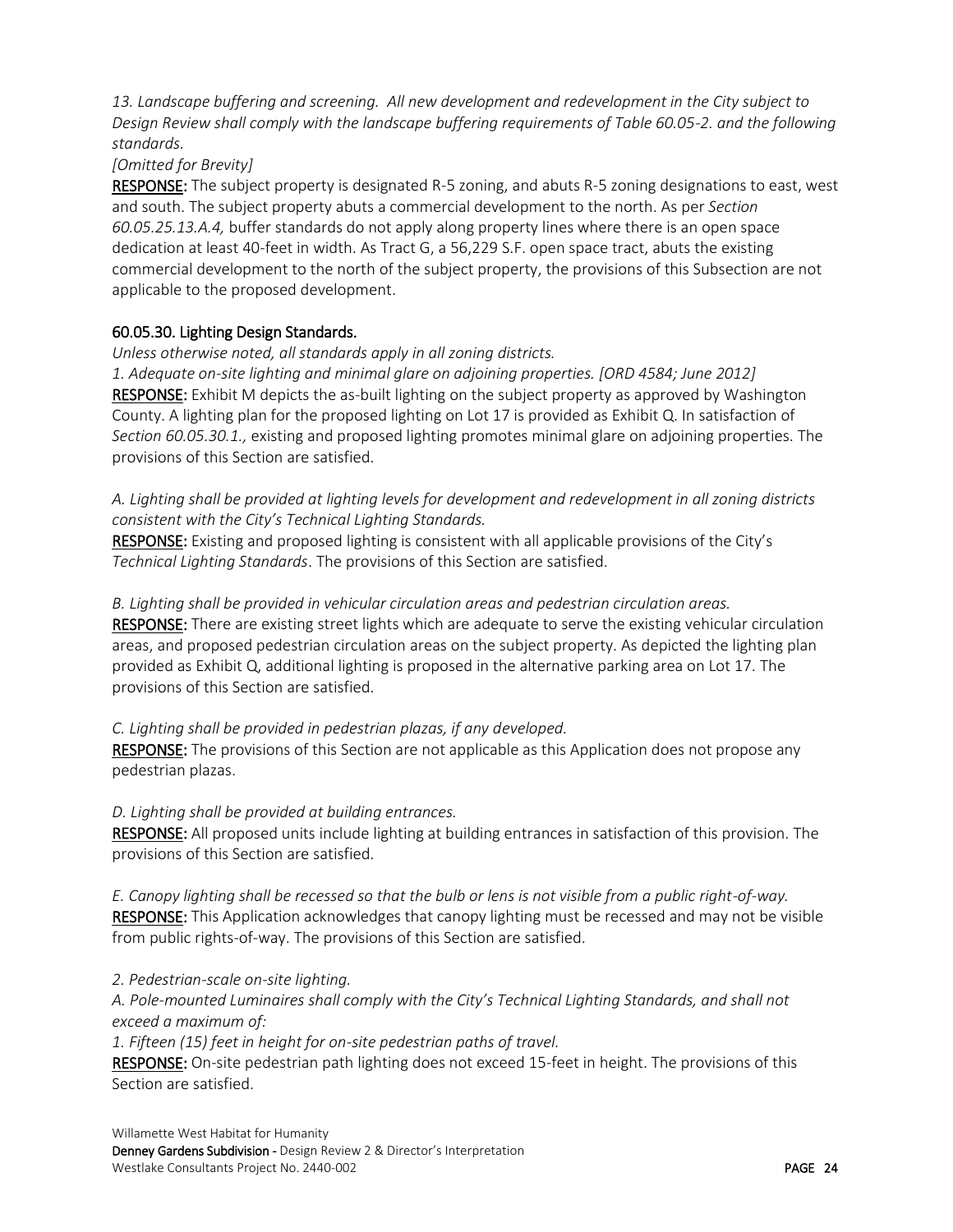*13. Landscape buffering and screening. All new development and redevelopment in the City subject to Design Review shall comply with the landscape buffering requirements of Table 60.05-2. and the following standards.*

*[Omitted for Brevity]*

**RESPONSE:** The subject property is designated R-5 zoning, and abuts R-5 zoning designations to east, west and south. The subject property abuts a commercial development to the north. As per *Section 60.05.25.13.A.4,* buffer standards do not apply along property lines where there is an open space dedication at least 40-feet in width. As Tract G, a 56,229 S.F. open space tract, abuts the existing commercial development to the north of the subject property, the provisions of this Subsection are not applicable to the proposed development.

## 60.05.30. Lighting Design Standards.

*Unless otherwise noted, all standards apply in all zoning districts.*

*1. Adequate on-site lighting and minimal glare on adjoining properties. [ORD 4584; June 2012]*

**RESPONSE:** Exhibit M depicts the as-built lighting on the subject property as approved by Washington County. A lighting plan for the proposed lighting on Lot 17 is provided as Exhibit Q. In satisfaction of *Section 60.05.30.1.,* existing and proposed lighting promotes minimal glare on adjoining properties. The provisions of this Section are satisfied.

*A. Lighting shall be provided at lighting levels for development and redevelopment in all zoning districts consistent with the City's Technical Lighting Standards.*

**RESPONSE:** Existing and proposed lighting is consistent with all applicable provisions of the City's *Technical Lighting Standards*. The provisions of this Section are satisfied.

*B. Lighting shall be provided in vehicular circulation areas and pedestrian circulation areas.*

**RESPONSE:** There are existing street lights which are adequate to serve the existing vehicular circulation areas, and proposed pedestrian circulation areas on the subject property. As depicted the lighting plan provided as Exhibit Q, additional lighting is proposed in the alternative parking area on Lot 17. The provisions of this Section are satisfied.

*C. Lighting shall be provided in pedestrian plazas, if any developed.*

**RESPONSE:** The provisions of this Section are not applicable as this Application does not propose any pedestrian plazas.

*D. Lighting shall be provided at building entrances.*

**RESPONSE:** All proposed units include lighting at building entrances in satisfaction of this provision. The provisions of this Section are satisfied.

*E. Canopy lighting shall be recessed so that the bulb or lens is not visible from a public right-of-way.*

**RESPONSE:** This Application acknowledges that canopy lighting must be recessed and may not be visible from public rights-of-way. The provisions of this Section are satisfied.

*2. Pedestrian-scale on-site lighting.*

*A. Pole-mounted Luminaires shall comply with the City's Technical Lighting Standards, and shall not exceed a maximum of:*

*1. Fifteen (15) feet in height for on-site pedestrian paths of travel.*

**RESPONSE:** On-site pedestrian path lighting does not exceed 15-feet in height. The provisions of this Section are satisfied.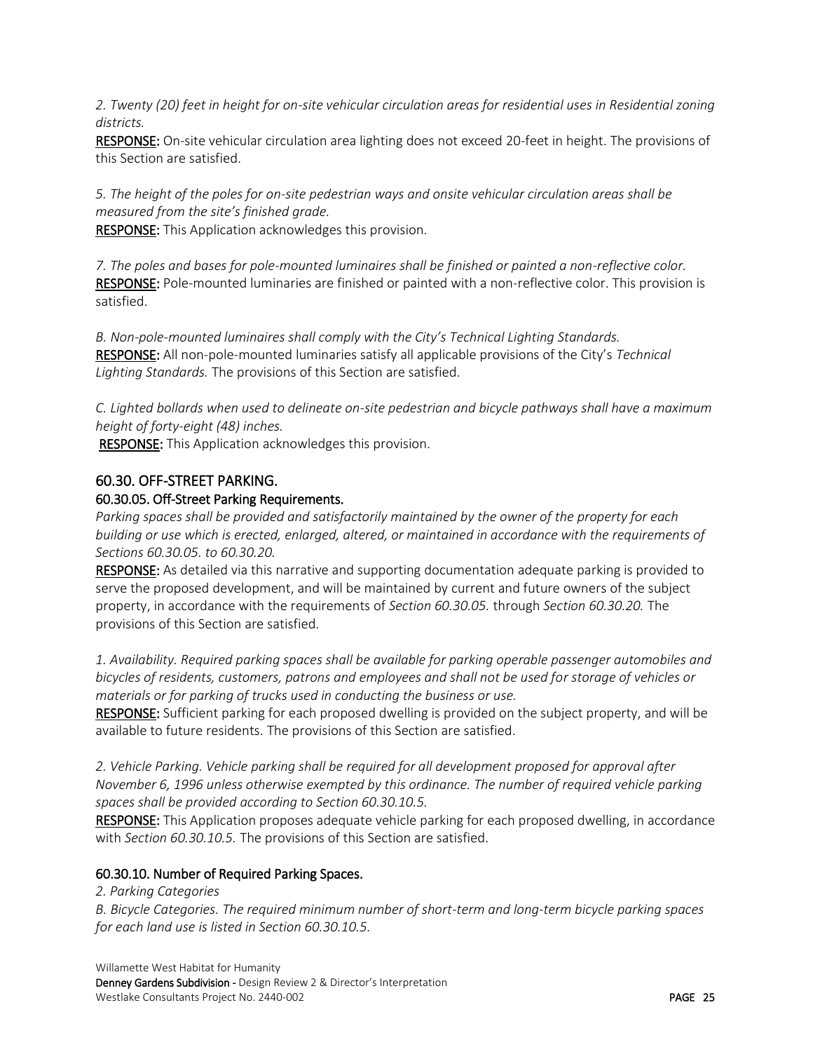*2. Twenty (20) feet in height for on-site vehicular circulation areas for residential uses in Residential zoning districts.*

**RESPONSE:** On-site vehicular circulation area lighting does not exceed 20-feet in height. The provisions of this Section are satisfied.

*5. The height of the poles for on-site pedestrian ways and onsite vehicular circulation areas shall be measured from the site's finished grade.*

**RESPONSE:** This Application acknowledges this provision.

*7. The poles and bases for pole-mounted luminaires shall be finished or painted a non-reflective color.*

**RESPONSE:** Pole-mounted luminaries are finished or painted with a non-reflective color. This provision is satisfied.

*B. Non-pole-mounted luminaires shall comply with the City's Technical Lighting Standards.*

**RESPONSE:** All non-pole-mounted luminaries satisfy all applicable provisions of the City's *Technical Lighting Standards.* The provisions of this Section are satisfied.

*C. Lighted bollards when used to delineate on-site pedestrian and bicycle pathways shall have a maximum height of forty-eight (48) inches.*

**RESPONSE:** This Application acknowledges this provision.

## 60.30. OFF-STREET PARKING.

### 60.30.05. Off-Street Parking Requirements.

*Parking spaces shall be provided and satisfactorily maintained by the owner of the property for each building or use which is erected, enlarged, altered, or maintained in accordance with the requirements of Sections 60.30.05. to 60.30.20.*

**RESPONSE:** As detailed via this narrative and supporting documentation adequate parking is provided to serve the proposed development, and will be maintained by current and future owners of the subject property, in accordance with the requirements of *Section 60.30.05.* through *Section 60.30.20.* The provisions of this Section are satisfied.

*1. Availability. Required parking spaces shall be available for parking operable passenger automobiles and bicycles of residents, customers, patrons and employees and shall not be used for storage of vehicles or materials or for parking of trucks used in conducting the business or use.*

**RESPONSE:** Sufficient parking for each proposed dwelling is provided on the subject property, and will be available to future residents. The provisions of this Section are satisfied.

*2. Vehicle Parking. Vehicle parking shall be required for all development proposed for approval after November 6, 1996 unless otherwise exempted by this ordinance. The number of required vehicle parking spaces shall be provided according to Section 60.30.10.5.*

**RESPONSE:** This Application proposes adequate vehicle parking for each proposed dwelling, in accordance with *Section 60.30.10.5.* The provisions of this Section are satisfied.

### 60.30.10. Number of Required Parking Spaces.

*2. Parking Categories*

*B. Bicycle Categories. The required minimum number of short-term and long-term bicycle parking spaces for each land use is listed in Section 60.30.10.5.*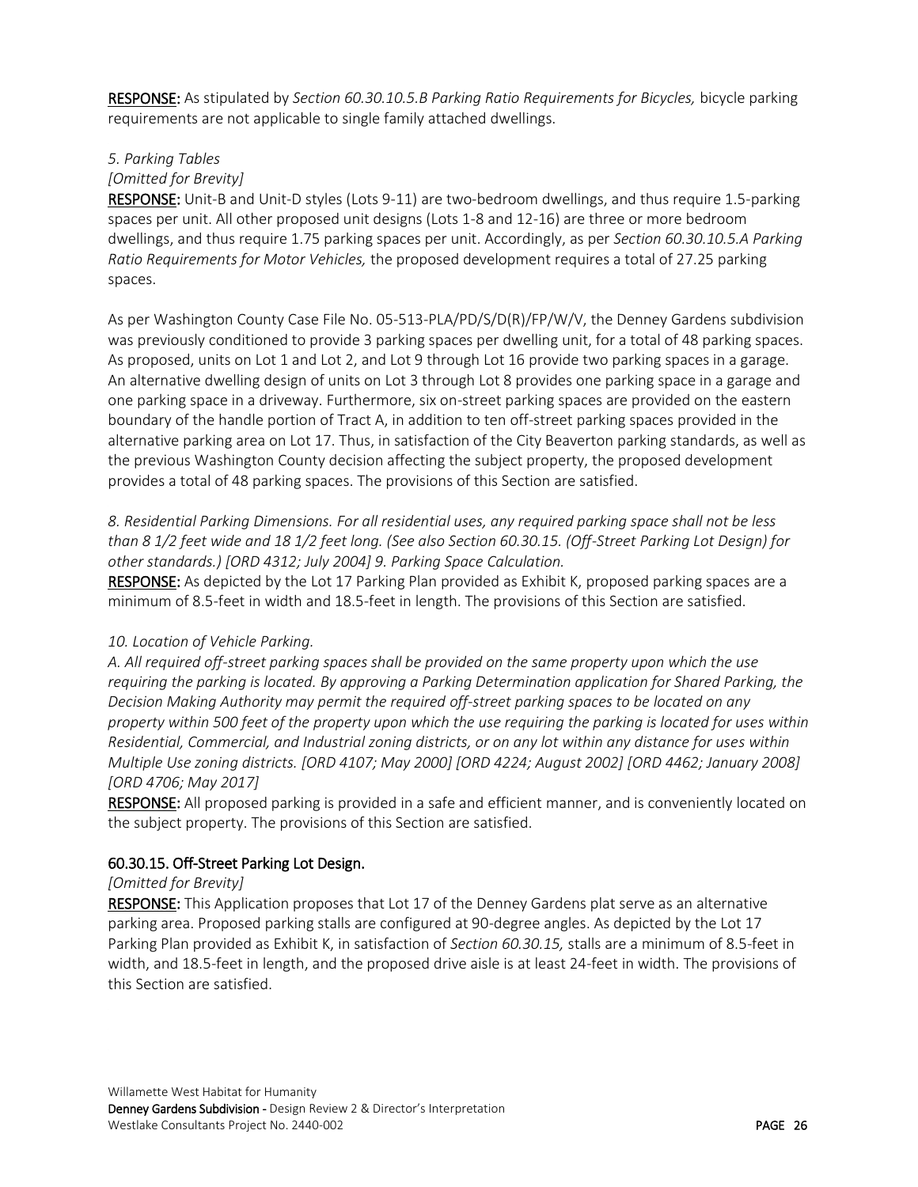**RESPONSE:** As stipulated by *Section 60.30.10.5.B Parking Ratio Requirements for Bicycles,* bicycle parking requirements are not applicable to single family attached dwellings.

*5. Parking Tables*

*[Omitted for Brevity]*

**RESPONSE:** Unit-B and Unit-D styles (Lots 9-11) are two-bedroom dwellings, and thus require 1.5-parking spaces per unit. All other proposed unit designs (Lots 1-8 and 12-16) are three or more bedroom dwellings, and thus require 1.75 parking spaces per unit. Accordingly, as per *Section 60.30.10.5.A Parking Ratio Requirements for Motor Vehicles,* the proposed development requires a total of 27.25 parking spaces.

As per Washington County Case File No. 05-513-PLA/PD/S/D(R)/FP/W/V, the Denney Gardens subdivision was previously conditioned to provide 3 parking spaces per dwelling unit, for a total of 48 parking spaces. As proposed, units on Lot 1 and Lot 2, and Lot 9 through Lot 16 provide two parking spaces in a garage. An alternative dwelling design of units on Lot 3 through Lot 8 provides one parking space in a garage and one parking space in a driveway. Furthermore, six on-street parking spaces are provided on the eastern boundary of the handle portion of Tract A, in addition to ten off-street parking spaces provided in the alternative parking area on Lot 17. Thus, in satisfaction of the City Beaverton parking standards, as well as the previous Washington County decision affecting the subject property, the proposed development provides a total of 48 parking spaces. The provisions of this Section are satisfied.

*8. Residential Parking Dimensions. For all residential uses, any required parking space shall not be less than 8 1/2 feet wide and 18 1/2 feet long. (See also Section 60.30.15. (Off-Street Parking Lot Design) for other standards.) [ORD 4312; July 2004] 9. Parking Space Calculation.*

**RESPONSE:** As depicted by the Lot 17 Parking Plan provided as Exhibit K, proposed parking spaces are a minimum of 8.5-feet in width and 18.5-feet in length. The provisions of this Section are satisfied.

*10. Location of Vehicle Parking.*

*A. All required off-street parking spaces shall be provided on the same property upon which the use requiring the parking is located. By approving a Parking Determination application for Shared Parking, the Decision Making Authority may permit the required off-street parking spaces to be located on any property within 500 feet of the property upon which the use requiring the parking is located for uses within Residential, Commercial, and Industrial zoning districts, or on any lot within any distance for uses within Multiple Use zoning districts. [ORD 4107; May 2000] [ORD 4224; August 2002] [ORD 4462; January 2008] [ORD 4706; May 2017]*

**RESPONSE:** All proposed parking is provided in a safe and efficient manner, and is conveniently located on the subject property. The provisions of this Section are satisfied.

## 60.30.15. Off-Street Parking Lot Design.

*[Omitted for Brevity]*

**RESPONSE:** This Application proposes that Lot 17 of the Denney Gardens plat serve as an alternative parking area. Proposed parking stalls are configured at 90-degree angles. As depicted by the Lot 17 Parking Plan provided as Exhibit K, in satisfaction of *Section 60.30.15,* stalls are a minimum of 8.5-feet in width, and 18.5-feet in length, and the proposed drive aisle is at least 24-feet in width. The provisions of this Section are satisfied.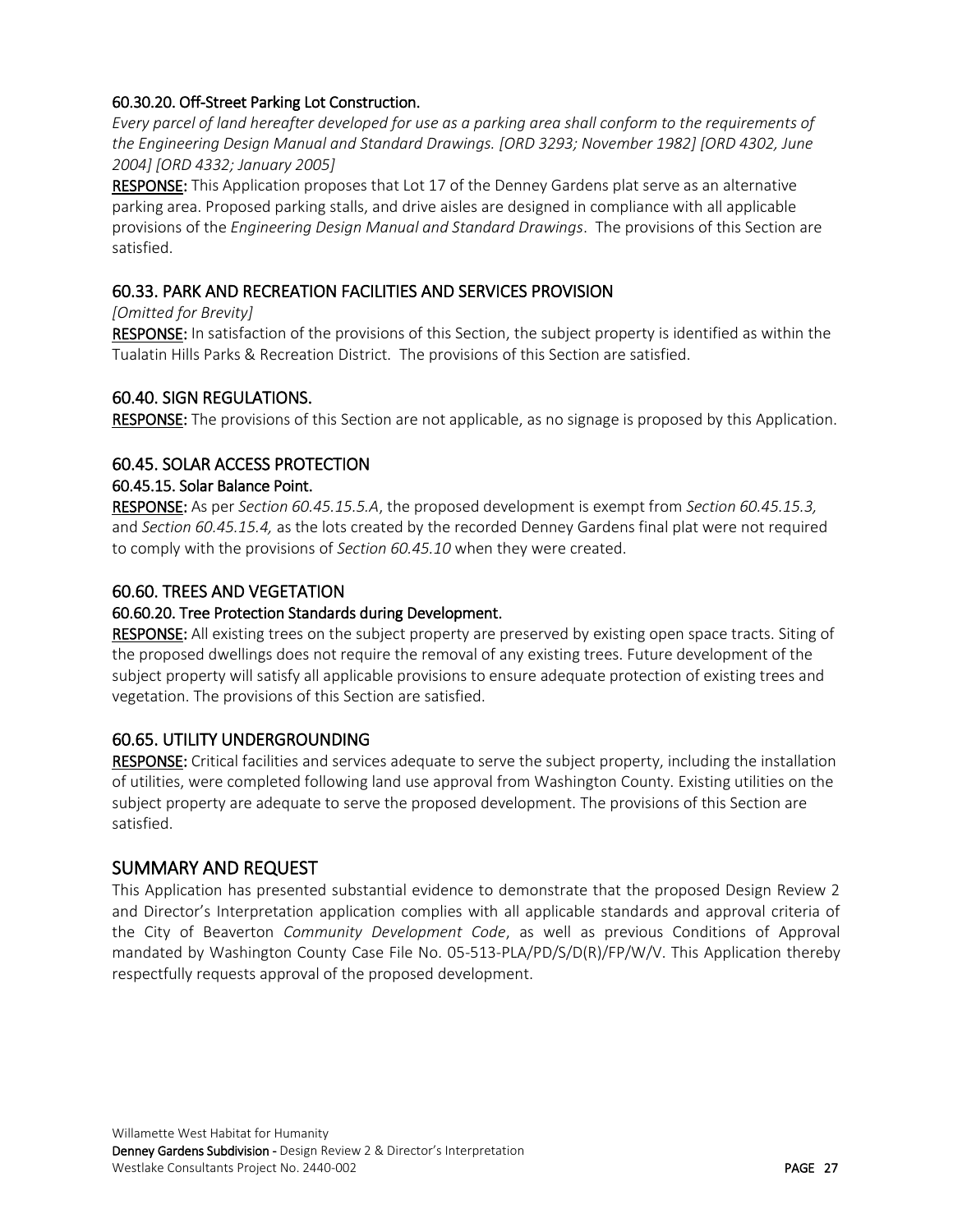#### 60.30.20. Off-Street Parking Lot Construction.

*Every parcel of land hereafter developed for use as a parking area shall conform to the requirements of the Engineering Design Manual and Standard Drawings. [ORD 3293; November 1982] [ORD 4302, June 2004] [ORD 4332; January 2005]*

**RESPONSE:** This Application proposes that Lot 17 of the Denney Gardens plat serve as an alternative parking area. Proposed parking stalls, and drive aisles are designed in compliance with all applicable provisions of the *Engineering Design Manual and Standard Drawings*. The provisions of this Section are satisfied.

### 60.33. PARK AND RECREATION FACILITIES AND SERVICES PROVISION

*[Omitted for Brevity]*

**RESPONSE:** In satisfaction of the provisions of this Section, the subject property is identified as within the Tualatin Hills Parks & Recreation District. The provisions of this Section are satisfied.

### 60.40. SIGN REGULATIONS.

**RESPONSE:** The provisions of this Section are not applicable, as no signage is proposed by this Application.

### 60.45. SOLAR ACCESS PROTECTION

#### 60.45.15. Solar Balance Point.

**RESPONSE:** As per *Section 60.45.15.5.A*, the proposed development is exempt from *Section 60.45.15.3,* and *Section 60.45.15.4,* as the lots created by the recorded Denney Gardens final plat were not required to comply with the provisions of *Section 60.45.10* when they were created.

### 60.60. TREES AND VEGETATION

#### 60.60.20. Tree Protection Standards during Development.

**RESPONSE:** All existing trees on the subject property are preserved by existing open space tracts. Siting of the proposed dwellings does not require the removal of any existing trees. Future development of the subject property will satisfy all applicable provisions to ensure adequate protection of existing trees and vegetation. The provisions of this Section are satisfied.

### 60.65. UTILITY UNDERGROUNDING

**RESPONSE:** Critical facilities and services adequate to serve the subject property, including the installation of utilities, were completed following land use approval from Washington County. Existing utilities on the subject property are adequate to serve the proposed development. The provisions of this Section are satisfied.

## SUMMARY AND REQUEST

This Application has presented substantial evidence to demonstrate that the proposed Design Review 2 and Director's Interpretation application complies with all applicable standards and approval criteria of the City of Beaverton *Community Development Code*, as well as previous Conditions of Approval mandated by Washington County Case File No. 05-513-PLA/PD/S/D(R)/FP/W/V. This Application thereby respectfully requests approval of the proposed development.